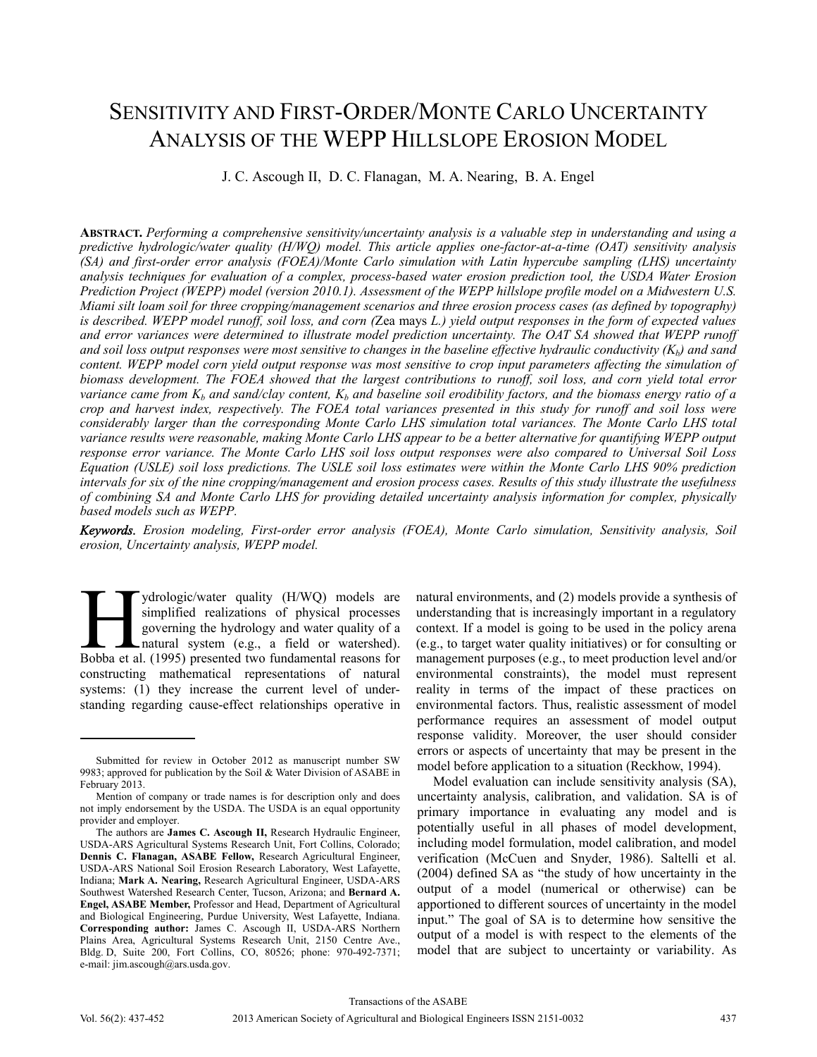# Sensitivity and First-Order/Monte Carlo Uncertainty Analysis of the WEPP Hillslope Erosion Model

J. C. Ascough II, D. C. Flanagan, M. A. Nearing, B. A. Engel

**Abstract.** *Performing a comprehensive sensitivity/uncertainty analysis is a valuable step in understanding and using a predictive hydrologic/water quality (H/WQ) model. This article applies one-factor-at-a-time (OAT) sensitivity analysis (SA) and first-order error analysis (FOEA)/Monte Carlo simulation with Latin hypercube sampling (LHS) uncertainty analysis techniques for evaluation of a complex, process-based water erosion prediction tool, the USDA Water Erosion Prediction Project (WEPP) model (version 2010.1). Assessment of the WEPP hillslope profile model on a Midwestern U.S. Miami silt loam soil for three cropping/management scenarios and three erosion process cases (as defined by topography) is described. WEPP model runoff, soil loss, and corn (*Zea mays *L.) yield output responses in the form of expected values and error variances were determined to illustrate model prediction uncertainty. The OAT SA showed that WEPP runoff and soil loss output responses were most sensitive to changes in the baseline effective hydraulic conductivity ($K_b$) and sand content. WEPP model corn yield output response was most sensitive to crop input parameters affecting the simulation of biomass development. The FOEA showed that the largest contributions to runoff, soil loss, and corn yield total error variance came from $K_b$ and sand/clay content, $K_b$ and baseline soil erodibility factors, and the biomass energy ratio of a crop and harvest index, respectively. The FOEA total variances presented in this study for runoff and soil loss were considerably larger than the corresponding Monte Carlo LHS simulation total variances. The Monte Carlo LHS total variance results were reasonable, making Monte Carlo LHS appear to be a better alternative for quantifying WEPP output response error variance. The Monte Carlo LHS soil loss output responses were also compared to Universal Soil Loss Equation (USLE) soil loss predictions. The USLE soil loss estimates were within the Monte Carlo LHS 90% prediction intervals for six of the nine cropping/management and erosion process cases. Results of this study illustrate the usefulness of combining SA and Monte Carlo LHS for providing detailed uncertainty analysis information for complex, physically based models such as WEPP.*

***Keywords.*** *Erosion modeling, First-order error analysis (FOEA), Monte Carlo simulation, Sensitivity analysis, Soil erosion, Uncertainty analysis, WEPP model.*

Hydrologic/water quality (H/WQ) models are simplified realizations of physical processes governing the hydrology and water quality of a natural system (e.g., a field or watershed). Bobba et al. (1995) presented two fundamental reasons for constructing mathematical representations of natural systems: (1) they increase the current level of understanding regarding cause-effect relationships operative in natural environments, and (2) models provide a synthesis of understanding that is increasingly important in a regulatory context. If a model is going to be used in the policy arena (e.g., to target water quality initiatives) or for consulting or management purposes (e.g., to meet production level and/or environmental constraints), the model must represent reality in terms of the impact of these practices on environmental factors. Thus, realistic assessment of model performance requires an assessment of model output response validity. Moreover, the user should consider errors or aspects of uncertainty that may be present in the model before application to a situation (Reckhow, 1994).

Model evaluation can include sensitivity analysis (SA), uncertainty analysis, calibration, and validation. SA is of primary importance in evaluating any model and is potentially useful in all phases of model development, including model formulation, model calibration, and model verification (McCuen and Snyder, 1986). Saltelli et al. (2004) defined SA as "the study of how uncertainty in the output of a model (numerical or otherwise) can be apportioned to different sources of uncertainty in the model input." The goal of SA is to determine how sensitive the output of a model is with respect to the elements of the model that are subject to uncertainty or variability. As

---

Submitted for review in October 2012 as manuscript number SW 9983; approved for publication by the Soil & Water Division of ASABE in February 2013.

Mention of company or trade names is for description only and does not imply endorsement by the USDA. The USDA is an equal opportunity provider and employer.

The authors are **James C. Ascough II,** Research Hydraulic Engineer, USDA-ARS Agricultural Systems Research Unit, Fort Collins, Colorado; **Dennis C. Flanagan, ASABE Fellow,** Research Agricultural Engineer, USDA-ARS National Soil Erosion Research Laboratory, West Lafayette, Indiana; **Mark A. Nearing,** Research Agricultural Engineer, USDA-ARS Southwest Watershed Research Center, Tucson, Arizona; and **Bernard A. Engel, ASABE Member,** Professor and Head, Department of Agricultural and Biological Engineering, Purdue University, West Lafayette, Indiana. **Corresponding author:** James C. Ascough II, USDA-ARS Northern Plains Area, Agricultural Systems Research Unit, 2150 Centre Ave., Bldg. D, Suite 200, Fort Collins, CO, 80526; phone: 970-492-7371; e-mail: jim.ascough@ars.usda.gov.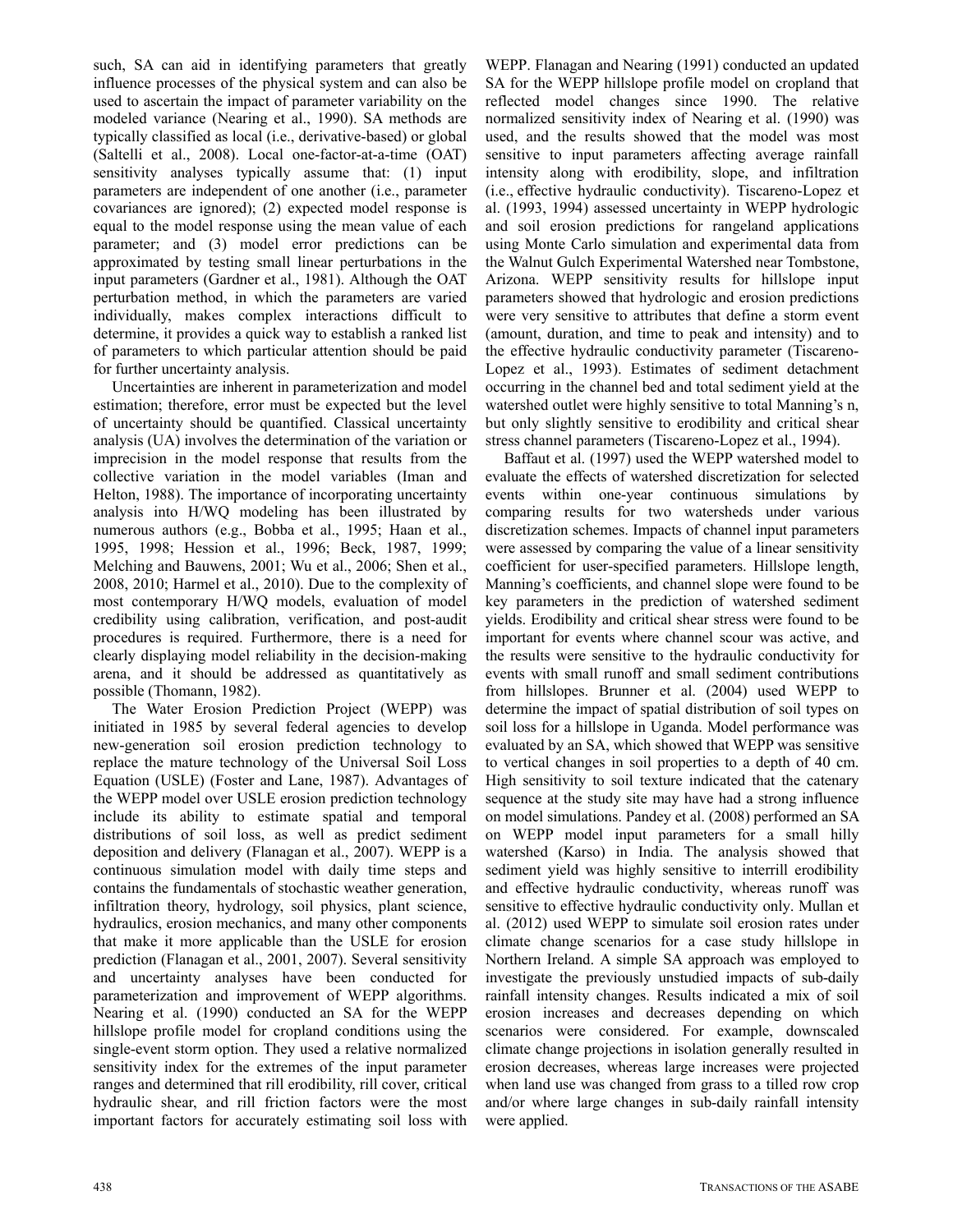such, SA can aid in identifying parameters that greatly influence processes of the physical system and can also be used to ascertain the impact of parameter variability on the modeled variance (Nearing et al., 1990). SA methods are typically classified as local (i.e., derivative-based) or global (Saltelli et al., 2008). Local one-factor-at-a-time (OAT) sensitivity analyses typically assume that: (1) input parameters are independent of one another (i.e., parameter covariances are ignored); (2) expected model response is equal to the model response using the mean value of each parameter; and (3) model error predictions can be approximated by testing small linear perturbations in the input parameters (Gardner et al., 1981). Although the OAT perturbation method, in which the parameters are varied individually, makes complex interactions difficult to determine, it provides a quick way to establish a ranked list of parameters to which particular attention should be paid for further uncertainty analysis.

Uncertainties are inherent in parameterization and model estimation; therefore, error must be expected but the level of uncertainty should be quantified. Classical uncertainty analysis (UA) involves the determination of the variation or imprecision in the model response that results from the collective variation in the model variables (Iman and Helton, 1988). The importance of incorporating uncertainty analysis into H/WQ modeling has been illustrated by numerous authors (e.g., Bobba et al., 1995; Haan et al., 1995, 1998; Hession et al., 1996; Beck, 1987, 1999; Melching and Bauwens, 2001; Wu et al., 2006; Shen et al., 2008, 2010; Harmel et al., 2010). Due to the complexity of most contemporary H/WQ models, evaluation of model credibility using calibration, verification, and post-audit procedures is required. Furthermore, there is a need for clearly displaying model reliability in the decision-making arena, and it should be addressed as quantitatively as possible (Thomann, 1982).

The Water Erosion Prediction Project (WEPP) was initiated in 1985 by several federal agencies to develop new-generation soil erosion prediction technology to replace the mature technology of the Universal Soil Loss Equation (USLE) (Foster and Lane, 1987). Advantages of the WEPP model over USLE erosion prediction technology include its ability to estimate spatial and temporal distributions of soil loss, as well as predict sediment deposition and delivery (Flanagan et al., 2007). WEPP is a continuous simulation model with daily time steps and contains the fundamentals of stochastic weather generation, infiltration theory, hydrology, soil physics, plant science, hydraulics, erosion mechanics, and many other components that make it more applicable than the USLE for erosion prediction (Flanagan et al., 2001, 2007). Several sensitivity and uncertainty analyses have been conducted for parameterization and improvement of WEPP algorithms. Nearing et al. (1990) conducted an SA for the WEPP hillslope profile model for cropland conditions using the single-event storm option. They used a relative normalized sensitivity index for the extremes of the input parameter ranges and determined that rill erodibility, rill cover, critical hydraulic shear, and rill friction factors were the most important factors for accurately estimating soil loss with WEPP. Flanagan and Nearing (1991) conducted an updated SA for the WEPP hillslope profile model on cropland that reflected model changes since 1990. The relative normalized sensitivity index of Nearing et al. (1990) was used, and the results showed that the model was most sensitive to input parameters affecting average rainfall intensity along with erodibility, slope, and infiltration (i.e., effective hydraulic conductivity). Tiscareno-Lopez et al. (1993, 1994) assessed uncertainty in WEPP hydrologic and soil erosion predictions for rangeland applications using Monte Carlo simulation and experimental data from the Walnut Gulch Experimental Watershed near Tombstone, Arizona. WEPP sensitivity results for hillslope input parameters showed that hydrologic and erosion predictions were very sensitive to attributes that define a storm event (amount, duration, and time to peak and intensity) and to the effective hydraulic conductivity parameter (Tiscareno-Lopez et al., 1993). Estimates of sediment detachment occurring in the channel bed and total sediment yield at the watershed outlet were highly sensitive to total Manning's n, but only slightly sensitive to erodibility and critical shear stress channel parameters (Tiscareno-Lopez et al., 1994).

Baffaut et al. (1997) used the WEPP watershed model to evaluate the effects of watershed discretization for selected events within one-year continuous simulations by comparing results for two watersheds under various discretization schemes. Impacts of channel input parameters were assessed by comparing the value of a linear sensitivity coefficient for user-specified parameters. Hillslope length, Manning's coefficients, and channel slope were found to be key parameters in the prediction of watershed sediment yields. Erodibility and critical shear stress were found to be important for events where channel scour was active, and the results were sensitive to the hydraulic conductivity for events with small runoff and small sediment contributions from hillslopes. Brunner et al. (2004) used WEPP to determine the impact of spatial distribution of soil types on soil loss for a hillslope in Uganda. Model performance was evaluated by an SA, which showed that WEPP was sensitive to vertical changes in soil properties to a depth of 40 cm. High sensitivity to soil texture indicated that the catenary sequence at the study site may have had a strong influence on model simulations. Pandey et al. (2008) performed an SA on WEPP model input parameters for a small hilly watershed (Karso) in India. The analysis showed that sediment yield was highly sensitive to interrill erodibility and effective hydraulic conductivity, whereas runoff was sensitive to effective hydraulic conductivity only. Mullan et al. (2012) used WEPP to simulate soil erosion rates under climate change scenarios for a case study hillslope in Northern Ireland. A simple SA approach was employed to investigate the previously unstudied impacts of sub-daily rainfall intensity changes. Results indicated a mix of soil erosion increases and decreases depending on which scenarios were considered. For example, downscaled climate change projections in isolation generally resulted in erosion decreases, whereas large increases were projected when land use was changed from grass to a tilled row crop and/or where large changes in sub-daily rainfall intensity were applied.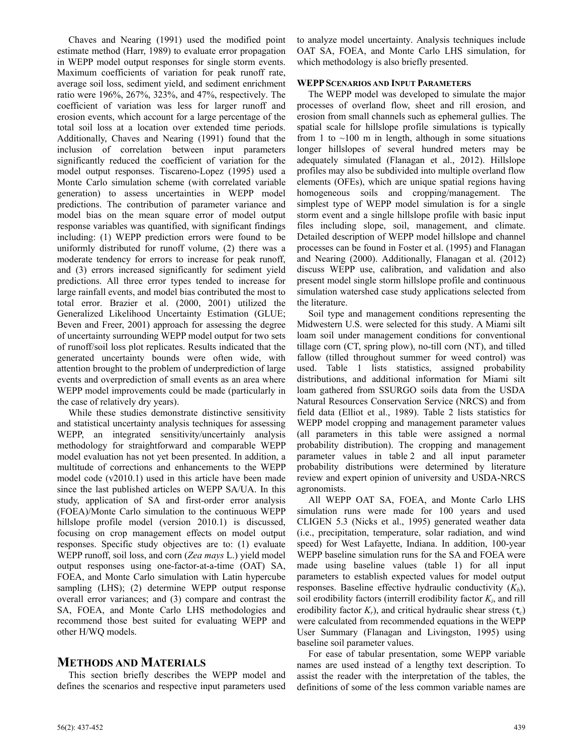Chaves and Nearing (1991) used the modified point estimate method (Harr, 1989) to evaluate error propagation in WEPP model output responses for single storm events. Maximum coefficients of variation for peak runoff rate, average soil loss, sediment yield, and sediment enrichment ratio were 196%, 267%, 323%, and 47%, respectively. The coefficient of variation was less for larger runoff and erosion events, which account for a large percentage of the total soil loss at a location over extended time periods. Additionally, Chaves and Nearing (1991) found that the inclusion of correlation between input parameters significantly reduced the coefficient of variation for the model output responses. Tiscareno-Lopez (1995) used a Monte Carlo simulation scheme (with correlated variable generation) to assess uncertainties in WEPP model predictions. The contribution of parameter variance and model bias on the mean square error of model output response variables was quantified, with significant findings including: (1) WEPP prediction errors were found to be uniformly distributed for runoff volume, (2) there was a moderate tendency for errors to increase for peak runoff, and (3) errors increased significantly for sediment yield predictions. All three error types tended to increase for large rainfall events, and model bias contributed the most to total error. Brazier et al. (2000, 2001) utilized the Generalized Likelihood Uncertainty Estimation (GLUE; Beven and Freer, 2001) approach for assessing the degree of uncertainty surrounding WEPP model output for two sets of runoff/soil loss plot replicates. Results indicated that the generated uncertainty bounds were often wide, with attention brought to the problem of underprediction of large events and overprediction of small events as an area where WEPP model improvements could be made (particularly in the case of relatively dry years).

While these studies demonstrate distinctive sensitivity and statistical uncertainty analysis techniques for assessing WEPP, an integrated sensitivity/uncertainly analysis methodology for straightforward and comparable WEPP model evaluation has not yet been presented. In addition, a multitude of corrections and enhancements to the WEPP model code (v2010.1) used in this article have been made since the last published articles on WEPP SA/UA. In this study, application of SA and first-order error analysis (FOEA)/Monte Carlo simulation to the continuous WEPP hillslope profile model (version 2010.1) is discussed, focusing on crop management effects on model output responses. Specific study objectives are to: (1) evaluate WEPP runoff, soil loss, and corn (*Zea mays* L.) yield model output responses using one-factor-at-a-time (OAT) SA, FOEA, and Monte Carlo simulation with Latin hypercube sampling (LHS); (2) determine WEPP output response overall error variances; and (3) compare and contrast the SA, FOEA, and Monte Carlo LHS methodologies and recommend those best suited for evaluating WEPP and other H/WQ models.

## Methods and Materials

This section briefly describes the WEPP model and defines the scenarios and respective input parameters used to analyze model uncertainty. Analysis techniques include OAT SA, FOEA, and Monte Carlo LHS simulation, for which methodology is also briefly presented.

### WEPP Scenarios and Input Parameters

The WEPP model was developed to simulate the major processes of overland flow, sheet and rill erosion, and erosion from small channels such as ephemeral gullies. The spatial scale for hillslope profile simulations is typically from 1 to ~100 m in length, although in some situations longer hillslopes of several hundred meters may be adequately simulated (Flanagan et al., 2012). Hillslope profiles may also be subdivided into multiple overland flow elements (OFEs), which are unique spatial regions having homogeneous soils and cropping/management. The simplest type of WEPP model simulation is for a single storm event and a single hillslope profile with basic input files including slope, soil, management, and climate. Detailed description of WEPP model hillslope and channel processes can be found in Foster et al. (1995) and Flanagan and Nearing (2000). Additionally, Flanagan et al. (2012) discuss WEPP use, calibration, and validation and also present model single storm hillslope profile and continuous simulation watershed case study applications selected from the literature.

Soil type and management conditions representing the Midwestern U.S. were selected for this study. A Miami silt loam soil under management conditions for conventional tillage corn (CT, spring plow), no-till corn (NT), and tilled fallow (tilled throughout summer for weed control) was used. Table 1 lists statistics, assigned probability distributions, and additional information for Miami silt loam gathered from SSURGO soils data from the USDA Natural Resources Conservation Service (NRCS) and from field data (Elliot et al., 1989). Table 2 lists statistics for WEPP model cropping and management parameter values (all parameters in this table were assigned a normal probability distribution). The cropping and management parameter values in table 2 and all input parameter probability distributions were determined by literature review and expert opinion of university and USDA-NRCS agronomists.

All WEPP OAT SA, FOEA, and Monte Carlo LHS simulation runs were made for 100 years and used CLIGEN 5.3 (Nicks et al., 1995) generated weather data (i.e., precipitation, temperature, solar radiation, and wind speed) for West Lafayette, Indiana. In addition, 100-year WEPP baseline simulation runs for the SA and FOEA were made using baseline values (table 1) for all input parameters to establish expected values for model output responses. Baseline effective hydraulic conductivity ($K_b$), soil erodibility factors (interrill erodibility factor $K_i$, and rill erodibility factor $K_r$), and critical hydraulic shear stress ($\tau_c$) were calculated from recommended equations in the WEPP User Summary (Flanagan and Livingston, 1995) using baseline soil parameter values.

For ease of tabular presentation, some WEPP variable names are used instead of a lengthy text description. To assist the reader with the interpretation of the tables, the definitions of some of the less common variable names are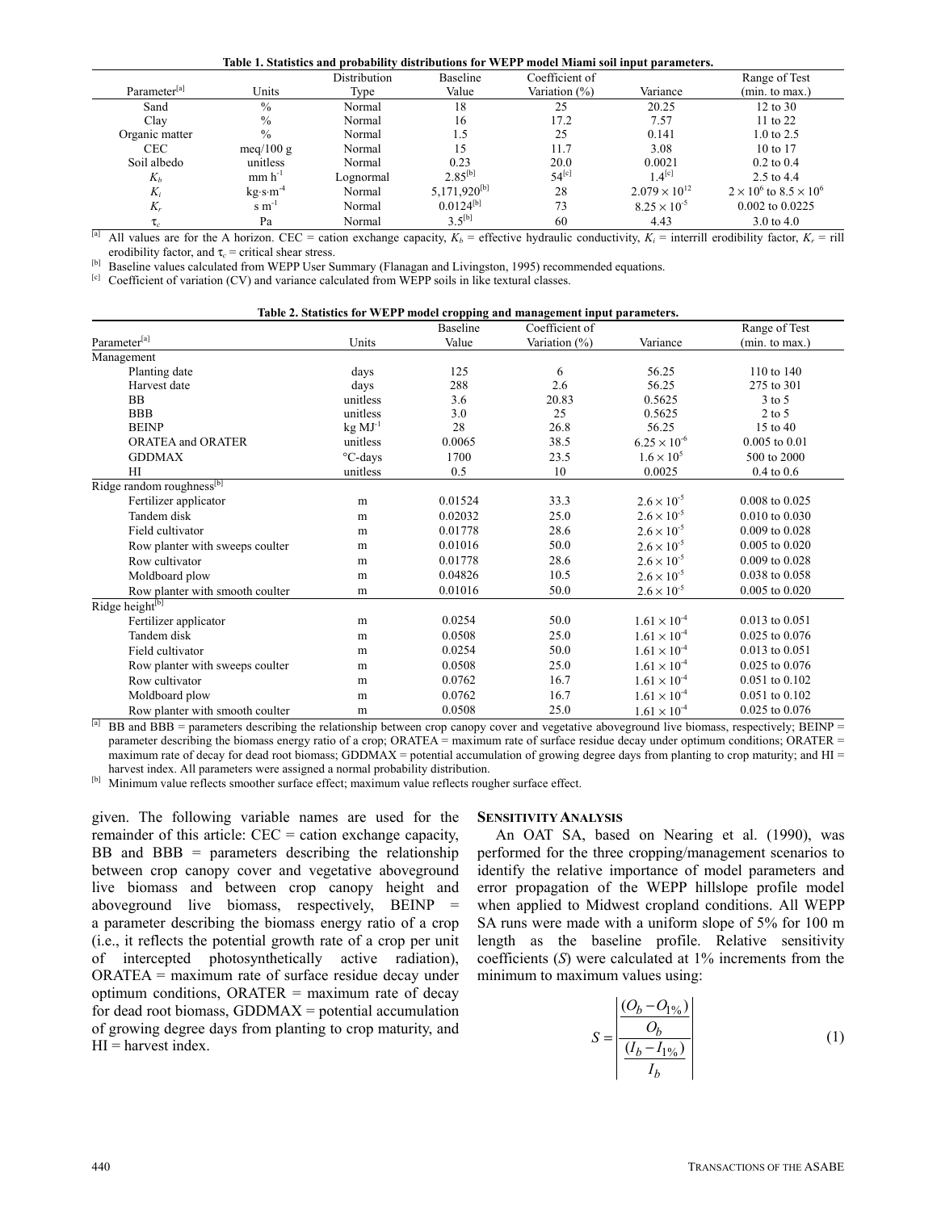**Table 1. Statistics and probability distributions for WEPP model Miami soil input parameters.**

| Parameter[a] | Units | Distribution Type | Baseline Value | Coefficient of Variation (%) | Variance | Range of Test (min. to max.) |
|---|---|---|---|---|---|---|
| Sand | % | Normal | 18 | 25 | 20.25 | 12 to 30 |
| Clay | % | Normal | 16 | 17.2 | 7.57 | 11 to 22 |
| Organic matter | % | Normal | 1.5 | 25 | 0.141 | 1.0 to 2.5 |
| CEC | meq/100 g | Normal | 15 | 11.7 | 3.08 | 10 to 17 |
| Soil albedo | unitless | Normal | 0.23 | 20.0 | 0.0021 | 0.2 to 0.4 |
| $K_b$ | mm $h^{-1}$ | Lognormal | 2.85[b] | 54[c] | 1.4[c] | 2.5 to 4.4 |
| $K_i$ | kg·s·$m^{-4}$ | Normal | 5,171,920[b] | 28 | $2.079 \times 10^{12}$ | $2 \times 10^6$ to $8.5 \times 10^6$ |
| $K_r$ | s $m^{-1}$ | Normal | 0.0124[b] | 73 | $8.25 \times 10^{-5}$ | 0.002 to 0.0225 |
| $\tau_c$ | Pa | Normal | 3.5[b] | 60 | 4.43 | 3.0 to 4.0 |

[a] All values are for the A horizon. CEC = cation exchange capacity, $K_b$ = effective hydraulic conductivity, $K_i$ = interrill erodibility factor, $K_r$ = rill erodibility factor, and $\tau_c$ = critical shear stress.
[b] Baseline values calculated from WEPP User Summary (Flanagan and Livingston, 1995) recommended equations.
[c] Coefficient of variation (CV) and variance calculated from WEPP soils in like textural classes.

**Table 2. Statistics for WEPP model cropping and management input parameters.**

| Parameter[a] | Units | Baseline Value | Coefficient of Variation (%) | Variance | Range of Test (min. to max.) |
|---|---|---|---|---|---|
| Management | | | | | |
| Planting date | days | 125 | 6 | 56.25 | 110 to 140 |
| Harvest date | days | 288 | 2.6 | 56.25 | 275 to 301 |
| BB | unitless | 3.6 | 20.83 | 0.5625 | 3 to 5 |
| BBB | unitless | 3.0 | 25 | 0.5625 | 2 to 5 |
| BEINP | kg $MJ^{-1}$ | 28 | 26.8 | 56.25 | 15 to 40 |
| ORATEA and ORATER | unitless | 0.0065 | 38.5 | $6.25 \times 10^{-6}$ | 0.005 to 0.01 |
| GDDMAX | °C-days | 1700 | 23.5 | $1.6 \times 10^5$ | 500 to 2000 |
| HI | unitless | 0.5 | 10 | 0.0025 | 0.4 to 0.6 |
| Ridge random roughness[b] | | | | | |
| Fertilizer applicator | m | 0.01524 | 33.3 | $2.6 \times 10^{-5}$ | 0.008 to 0.025 |
| Tandem disk | m | 0.02032 | 25.0 | $2.6 \times 10^{-5}$ | 0.010 to 0.030 |
| Field cultivator | m | 0.01778 | 28.6 | $2.6 \times 10^{-5}$ | 0.009 to 0.028 |
| Row planter with sweeps coulter | m | 0.01016 | 50.0 | $2.6 \times 10^{-5}$ | 0.005 to 0.020 |
| Row cultivator | m | 0.01778 | 28.6 | $2.6 \times 10^{-5}$ | 0.009 to 0.028 |
| Moldboard plow | m | 0.04826 | 10.5 | $2.6 \times 10^{-5}$ | 0.038 to 0.058 |
| Row planter with smooth coulter | m | 0.01016 | 50.0 | $2.6 \times 10^{-5}$ | 0.005 to 0.020 |
| Ridge height[b] | | | | | |
| Fertilizer applicator | m | 0.0254 | 50.0 | $1.61 \times 10^{-4}$ | 0.013 to 0.051 |
| Tandem disk | m | 0.0508 | 25.0 | $1.61 \times 10^{-4}$ | 0.025 to 0.076 |
| Field cultivator | m | 0.0254 | 50.0 | $1.61 \times 10^{-4}$ | 0.013 to 0.051 |
| Row planter with sweeps coulter | m | 0.0508 | 25.0 | $1.61 \times 10^{-4}$ | 0.025 to 0.076 |
| Row cultivator | m | 0.0762 | 16.7 | $1.61 \times 10^{-4}$ | 0.051 to 0.102 |
| Moldboard plow | m | 0.0762 | 16.7 | $1.61 \times 10^{-4}$ | 0.051 to 0.102 |
| Row planter with smooth coulter | m | 0.0508 | 25.0 | $1.61 \times 10^{-4}$ | 0.025 to 0.076 |

[a] BB and BBB = parameters describing the relationship between crop canopy cover and vegetative aboveground live biomass, respectively; BEINP = parameter describing the biomass energy ratio of a crop; ORATEA = maximum rate of surface residue decay under optimum conditions; ORATER = maximum rate of decay for dead root biomass; GDDMAX = potential accumulation of growing degree days from planting to crop maturity; and HI = harvest index. All parameters were assigned a normal probability distribution.
[b] Minimum value reflects smoother surface effect; maximum value reflects rougher surface effect.

given. The following variable names are used for the remainder of this article: CEC = cation exchange capacity, BB and BBB = parameters describing the relationship between crop canopy cover and vegetative aboveground live biomass and between crop canopy height and aboveground live biomass, respectively, BEINP = a parameter describing the biomass energy ratio of a crop (i.e., it reflects the potential growth rate of a crop per unit of intercepted photosynthetically active radiation), ORATEA = maximum rate of surface residue decay under optimum conditions, ORATER = maximum rate of decay for dead root biomass, GDDMAX = potential accumulation of growing degree days from planting to crop maturity, and HI = harvest index.

### Sensitivity Analysis

An OAT SA, based on Nearing et al. (1990), was performed for the three cropping/management scenarios to identify the relative importance of model parameters and error propagation of the WEPP hillslope profile model when applied to Midwest cropland conditions. All WEPP SA runs were made with a uniform slope of 5% for 100 m length as the baseline profile. Relative sensitivity coefficients ($S$) were calculated at 1% increments from the minimum to maximum values using:

$$S = \left| \frac{\dfrac{(O_b - O_{1\%})}{O_b}}{\dfrac{(I_b - I_{1\%})}{I_b}} \right| \tag{1}$$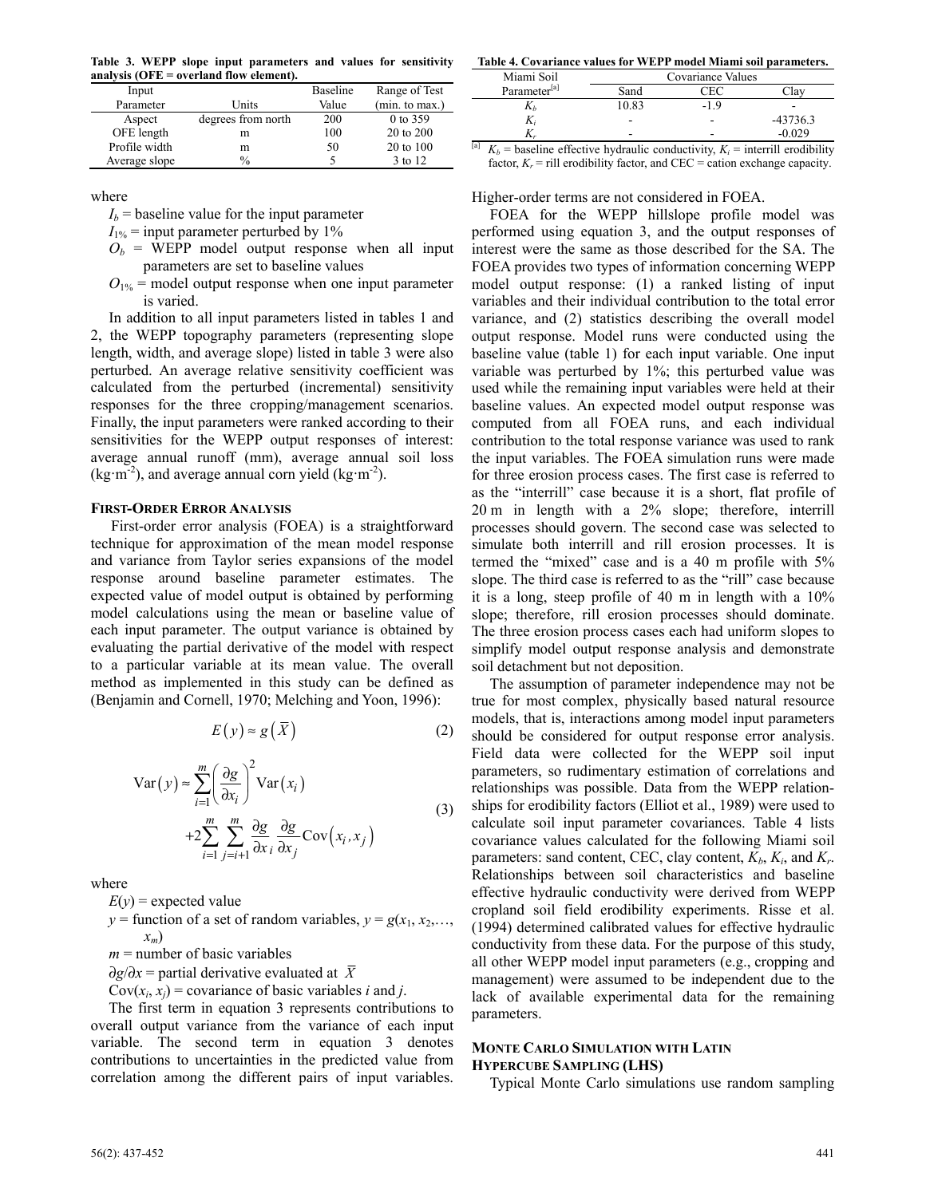**Table 3. WEPP slope input parameters and values for sensitivity analysis (OFE = overland flow element).**

| Input Parameter | Units | Baseline Value | Range of Test (min. to max.) |
|---|---|---|---|
| Aspect | degrees from north | 200 | 0 to 359 |
| OFE length | m | 100 | 20 to 200 |
| Profile width | m | 50 | 20 to 100 |
| Average slope | % | 5 | 3 to 12 |

where

$I_b$ = baseline value for the input parameter

$I_{1\%}$ = input parameter perturbed by 1%

$O_b$ = WEPP model output response when all input parameters are set to baseline values

$O_{1\%}$ = model output response when one input parameter is varied.

In addition to all input parameters listed in tables 1 and 2, the WEPP topography parameters (representing slope length, width, and average slope) listed in table 3 were also perturbed. An average relative sensitivity coefficient was calculated from the perturbed (incremental) sensitivity responses for the three cropping/management scenarios. Finally, the input parameters were ranked according to their sensitivities for the WEPP output responses of interest: average annual runoff (mm), average annual soil loss (kg·m$^{-2}$), and average annual corn yield (kg·m$^{-2}$).

### First-Order Error Analysis

First-order error analysis (FOEA) is a straightforward technique for approximation of the mean model response and variance from Taylor series expansions of the model response around baseline parameter estimates. The expected value of model output is obtained by performing model calculations using the mean or baseline value of each input parameter. The output variance is obtained by evaluating the partial derivative of the model with respect to a particular variable at its mean value. The overall method as implemented in this study can be defined as (Benjamin and Cornell, 1970; Melching and Yoon, 1996):

$$E(y) \approx g(\bar{X}) \tag{2}$$

$$\mathrm{Var}(y) \approx \sum_{i=1}^{m}\left(\frac{\partial g}{\partial x_i}\right)^2 \mathrm{Var}(x_i) + 2\sum_{i=1}^{m}\sum_{j=i+1}^{m}\frac{\partial g}{\partial x_i}\frac{\partial g}{\partial x_j}\mathrm{Cov}(x_i, x_j) \tag{3}$$

where

$E(y)$ = expected value

$y$ = function of a set of random variables, $y = g(x_1, x_2,\ldots, x_m)$

$m$ = number of basic variables

$\partial g/\partial x$ = partial derivative evaluated at $\bar{X}$

$\mathrm{Cov}(x_i, x_j)$ = covariance of basic variables $i$ and $j$.

The first term in equation 3 represents contributions to overall output variance from the variance of each input variable. The second term in equation 3 denotes contributions to uncertainties in the predicted value from correlation among the different pairs of input variables. Higher-order terms are not considered in FOEA.

**Table 4. Covariance values for WEPP model Miami soil parameters.**

| Miami Soil Parameter[a] | Covariance Values | | |
|---|---|---|---|
| | Sand | CEC | Clay |
| $K_b$ | 10.83 | -1.9 | - |
| $K_i$ | - | - | -43736.3 |
| $K_r$ | - | - | -0.029 |

[a] $K_b$ = baseline effective hydraulic conductivity, $K_i$ = interrill erodibility factor, $K_r$ = rill erodibility factor, and CEC = cation exchange capacity.

FOEA for the WEPP hillslope profile model was performed using equation 3, and the output responses of interest were the same as those described for the SA. The FOEA provides two types of information concerning WEPP model output response: (1) a ranked listing of input variables and their individual contribution to the total error variance, and (2) statistics describing the overall model output response. Model runs were conducted using the baseline value (table 1) for each input variable. One input variable was perturbed by 1%; this perturbed value was used while the remaining input variables were held at their baseline values. An expected model output response was computed from all FOEA runs, and each individual contribution to the total response variance was used to rank the input variables. The FOEA simulation runs were made for three erosion process cases. The first case is referred to as the "interrill" case because it is a short, flat profile of 20 m in length with a 2% slope; therefore, interrill processes should govern. The second case was selected to simulate both interrill and rill erosion processes. It is termed the "mixed" case and is a 40 m profile with 5% slope. The third case is referred to as the "rill" case because it is a long, steep profile of 40 m in length with a 10% slope; therefore, rill erosion processes should dominate. The three erosion process cases each had uniform slopes to simplify model output response analysis and demonstrate soil detachment but not deposition.

The assumption of parameter independence may not be true for most complex, physically based natural resource models, that is, interactions among model input parameters should be considered for output response error analysis. Field data were collected for the WEPP soil input parameters, so rudimentary estimation of correlations and relationships was possible. Data from the WEPP relationships for erodibility factors (Elliot et al., 1989) were used to calculate soil input parameter covariances. Table 4 lists covariance values calculated for the following Miami soil parameters: sand content, CEC, clay content, $K_b$, $K_i$, and $K_r$. Relationships between soil characteristics and baseline effective hydraulic conductivity were derived from WEPP cropland soil field erodibility experiments. Risse et al. (1994) determined calibrated values for effective hydraulic conductivity from these data. For the purpose of this study, all other WEPP model input parameters (e.g., cropping and management) were assumed to be independent due to the lack of available experimental data for the remaining parameters.

### Monte Carlo Simulation with Latin Hypercube Sampling (LHS)

Typical Monte Carlo simulations use random sampling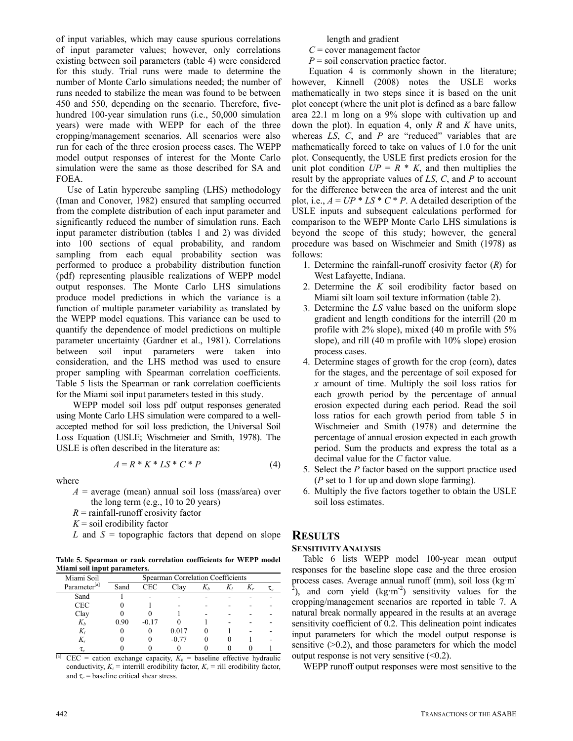of input variables, which may cause spurious correlations of input parameter values; however, only correlations existing between soil parameters (table 4) were considered for this study. Trial runs were made to determine the number of Monte Carlo simulations needed; the number of runs needed to stabilize the mean was found to be between 450 and 550, depending on the scenario. Therefore, five-hundred 100-year simulation runs (i.e., 50,000 simulation years) were made with WEPP for each of the three cropping/management scenarios. All scenarios were also run for each of the three erosion process cases. The WEPP model output responses of interest for the Monte Carlo simulation were the same as those described for SA and FOEA.

Use of Latin hypercube sampling (LHS) methodology (Iman and Conover, 1982) ensured that sampling occurred from the complete distribution of each input parameter and significantly reduced the number of simulation runs. Each input parameter distribution (tables 1 and 2) was divided into 100 sections of equal probability, and random sampling from each equal probability section was performed to produce a probability distribution function (pdf) representing plausible realizations of WEPP model output responses. The Monte Carlo LHS simulations produce model predictions in which the variance is a function of multiple parameter variability as translated by the WEPP model equations. This variance can be used to quantify the dependence of model predictions on multiple parameter uncertainty (Gardner et al., 1981). Correlations between soil input parameters were taken into consideration, and the LHS method was used to ensure proper sampling with Spearman correlation coefficients. Table 5 lists the Spearman or rank correlation coefficients for the Miami soil input parameters tested in this study.

WEPP model soil loss pdf output responses generated using Monte Carlo LHS simulation were compared to a well-accepted method for soil loss prediction, the Universal Soil Loss Equation (USLE; Wischmeier and Smith, 1978). The USLE is often described in the literature as:

$$A = R * K * LS * C * P \tag{4}$$

where

$A$ = average (mean) annual soil loss (mass/area) over the long term (e.g., 10 to 20 years)

$R$ = rainfall-runoff erosivity factor

$K$ = soil erodibility factor

$L$ and $S$ = topographic factors that depend on slope length and gradient

$C$ = cover management factor

$P$ = soil conservation practice factor.

**Table 5. Spearman or rank correlation coefficients for WEPP model Miami soil input parameters.**

| Miami Soil Parameter[a] | Spearman Correlation Coefficients | | | | | | |
|---|---|---|---|---|---|---|---|
| | Sand | CEC | Clay | $K_b$ | $K_i$ | $K_r$ | $\tau_c$ |
| Sand | 1 | - | - | - | - | - | - |
| CEC | 0 | 1 | - | - | - | - | - |
| Clay | 0 | 0 | 1 | - | - | - | - |
| $K_b$ | 0.90 | -0.17 | 0 | 1 | - | - | - |
| $K_i$ | 0 | 0 | 0.017 | 0 | 1 | - | - |
| $K_r$ | 0 | 0 | -0.77 | 0 | 0 | 1 | - |
| $\tau_c$ | 0 | 0 | 0 | 0 | 0 | 0 | 1 |

[a] CEC = cation exchange capacity, $K_b$ = baseline effective hydraulic conductivity, $K_i$ = interrill erodibility factor, $K_r$ = rill erodibility factor, and $\tau_c$ = baseline critical shear stress.

Equation 4 is commonly shown in the literature; however, Kinnell (2008) notes the USLE works mathematically in two steps since it is based on the unit plot concept (where the unit plot is defined as a bare fallow area 22.1 m long on a 9% slope with cultivation up and down the plot). In equation 4, only $R$ and $K$ have units, whereas $LS$, $C$, and $P$ are "reduced" variables that are mathematically forced to take on values of 1.0 for the unit plot. Consequently, the USLE first predicts erosion for the unit plot condition $UP = R * K$, and then multiplies the result by the appropriate values of $LS$, $C$, and $P$ to account for the difference between the area of interest and the unit plot, i.e., $A = UP * LS * C * P$. A detailed description of the USLE inputs and subsequent calculations performed for comparison to the WEPP Monte Carlo LHS simulations is beyond the scope of this study; however, the general procedure was based on Wischmeier and Smith (1978) as follows:

1. Determine the rainfall-runoff erosivity factor ($R$) for West Lafayette, Indiana.
2. Determine the $K$ soil erodibility factor based on Miami silt loam soil texture information (table 2).
3. Determine the $LS$ value based on the uniform slope gradient and length conditions for the interrill (20 m profile with 2% slope), mixed (40 m profile with 5% slope), and rill (40 m profile with 10% slope) erosion process cases.
4. Determine stages of growth for the crop (corn), dates for the stages, and the percentage of soil exposed for $x$ amount of time. Multiply the soil loss ratios for each growth period by the percentage of annual erosion expected during each period. Read the soil loss ratios for each growth period from table 5 in Wischmeier and Smith (1978) and determine the percentage of annual erosion expected in each growth period. Sum the products and express the total as a decimal value for the $C$ factor value.
5. Select the $P$ factor based on the support practice used ($P$ set to 1 for up and down slope farming).
6. Multiply the five factors together to obtain the USLE soil loss estimates.

## RESULTS

### SENSITIVITY ANALYSIS

Table 6 lists WEPP model 100-year mean output responses for the baseline slope case and the three erosion process cases. Average annual runoff (mm), soil loss (kg·m$^{-2}$), and corn yield (kg·m$^{-2}$) sensitivity values for the cropping/management scenarios are reported in table 7. A natural break normally appeared in the results at an average sensitivity coefficient of 0.2. This delineation point indicates input parameters for which the model output response is sensitive (>0.2), and those parameters for which the model output response is not very sensitive (<0.2).

WEPP runoff output responses were most sensitive to the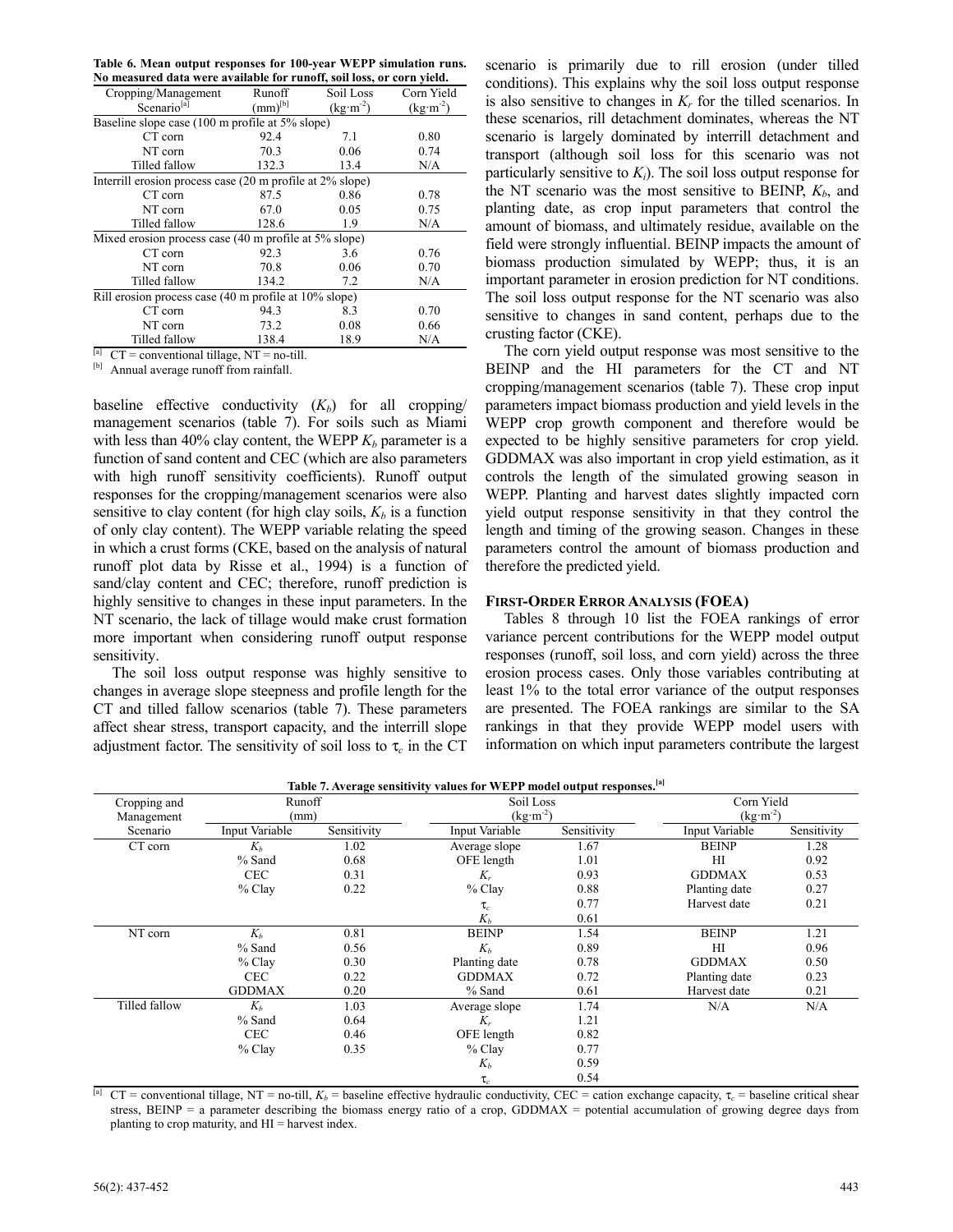Table 6. Mean output responses for 100-year WEPP simulation runs. No measured data were available for runoff, soil loss, or corn yield.

| Cropping/Management Scenario[a] | Runoff (mm)[b] | Soil Loss ($kg \cdot m^{-2}$) | Corn Yield ($kg \cdot m^{-2}$) |
|---|---|---|---|
| Baseline slope case (100 m profile at 5% slope) | | | |
| CT corn | 92.4 | 7.1 | 0.80 |
| NT corn | 70.3 | 0.06 | 0.74 |
| Tilled fallow | 132.3 | 13.4 | N/A |
| Interrill erosion process case (20 m profile at 2% slope) | | | |
| CT corn | 87.5 | 0.86 | 0.78 |
| NT corn | 67.0 | 0.05 | 0.75 |
| Tilled fallow | 128.6 | 1.9 | N/A |
| Mixed erosion process case (40 m profile at 5% slope) | | | |
| CT corn | 92.3 | 3.6 | 0.76 |
| NT corn | 70.8 | 0.06 | 0.70 |
| Tilled fallow | 134.2 | 7.2 | N/A |
| Rill erosion process case (40 m profile at 10% slope) | | | |
| CT corn | 94.3 | 8.3 | 0.70 |
| NT corn | 73.2 | 0.08 | 0.66 |
| Tilled fallow | 138.4 | 18.9 | N/A |

[a] CT = conventional tillage, NT = no-till.
[b] Annual average runoff from rainfall.

baseline effective conductivity ($K_b$) for all cropping/ management scenarios (table 7). For soils such as Miami with less than 40% clay content, the WEPP $K_b$ parameter is a function of sand content and CEC (which are also parameters with high runoff sensitivity coefficients). Runoff output responses for the cropping/management scenarios were also sensitive to clay content (for high clay soils, $K_b$ is a function of only clay content). The WEPP variable relating the speed in which a crust forms (CKE, based on the analysis of natural runoff plot data by Risse et al., 1994) is a function of sand/clay content and CEC; therefore, runoff prediction is highly sensitive to changes in these input parameters. In the NT scenario, the lack of tillage would make crust formation more important when considering runoff output response sensitivity.

The soil loss output response was highly sensitive to changes in average slope steepness and profile length for the CT and tilled fallow scenarios (table 7). These parameters affect shear stress, transport capacity, and the interrill slope adjustment factor. The sensitivity of soil loss to $\tau_c$ in the CT scenario is primarily due to rill erosion (under tilled conditions). This explains why the soil loss output response is also sensitive to changes in $K_r$ for the tilled scenarios. In these scenarios, rill detachment dominates, whereas the NT scenario is largely dominated by interrill detachment and transport (although soil loss for this scenario was not particularly sensitive to $K_i$). The soil loss output response for the NT scenario was the most sensitive to BEINP, $K_b$, and planting date, as crop input parameters that control the amount of biomass, and ultimately residue, available on the field were strongly influential. BEINP impacts the amount of biomass production simulated by WEPP; thus, it is an important parameter in erosion prediction for NT conditions. The soil loss output response for the NT scenario was also sensitive to changes in sand content, perhaps due to the crusting factor (CKE).

The corn yield output response was most sensitive to the BEINP and the HI parameters for the CT and NT cropping/management scenarios (table 7). These crop input parameters impact biomass production and yield levels in the WEPP crop growth component and therefore would be expected to be highly sensitive parameters for crop yield. GDDMAX was also important in crop yield estimation, as it controls the length of the simulated growing season in WEPP. Planting and harvest dates slightly impacted corn yield output response sensitivity in that they control the length and timing of the growing season. Changes in these parameters control the amount of biomass production and therefore the predicted yield.

### First-Order Error Analysis (FOEA)

Tables 8 through 10 list the FOEA rankings of error variance percent contributions for the WEPP model output responses (runoff, soil loss, and corn yield) across the three erosion process cases. Only those variables contributing at least 1% to the total error variance of the output responses are presented. The FOEA rankings are similar to the SA rankings in that they provide WEPP model users with information on which input parameters contribute the largest

Table 7. Average sensitivity values for WEPP model output responses.[a]

| Cropping and Management Scenario | Runoff (mm) | | Soil Loss ($kg \cdot m^{-2}$) | | Corn Yield ($kg \cdot m^{-2}$) | |
|---|---|---|---|---|---|---|
| | Input Variable | Sensitivity | Input Variable | Sensitivity | Input Variable | Sensitivity |
| CT corn | $K_b$ | 1.02 | Average slope | 1.67 | BEINP | 1.28 |
| | % Sand | 0.68 | OFE length | 1.01 | HI | 0.92 |
| | CEC | 0.31 | $K_r$ | 0.93 | GDDMAX | 0.53 |
| | % Clay | 0.22 | % Clay | 0.88 | Planting date | 0.27 |
| | | | $\tau_c$ | 0.77 | Harvest date | 0.21 |
| | | | $K_b$ | 0.61 | | |
| NT corn | $K_b$ | 0.81 | BEINP | 1.54 | BEINP | 1.21 |
| | % Sand | 0.56 | $K_b$ | 0.89 | HI | 0.96 |
| | % Clay | 0.30 | Planting date | 0.78 | GDDMAX | 0.50 |
| | CEC | 0.22 | GDDMAX | 0.72 | Planting date | 0.23 |
| | GDDMAX | 0.20 | % Sand | 0.61 | Harvest date | 0.21 |
| Tilled fallow | $K_b$ | 1.03 | Average slope | 1.74 | N/A | N/A |
| | % Sand | 0.64 | $K_r$ | 1.21 | | |
| | CEC | 0.46 | OFE length | 0.82 | | |
| | % Clay | 0.35 | % Clay | 0.77 | | |
| | | | $K_b$ | 0.59 | | |
| | | | $\tau_c$ | 0.54 | | |

[a] CT = conventional tillage, NT = no-till, $K_b$ = baseline effective hydraulic conductivity, CEC = cation exchange capacity, $\tau_c$ = baseline critical shear stress, BEINP = a parameter describing the biomass energy ratio of a crop, GDDMAX = potential accumulation of growing degree days from planting to crop maturity, and HI = harvest index.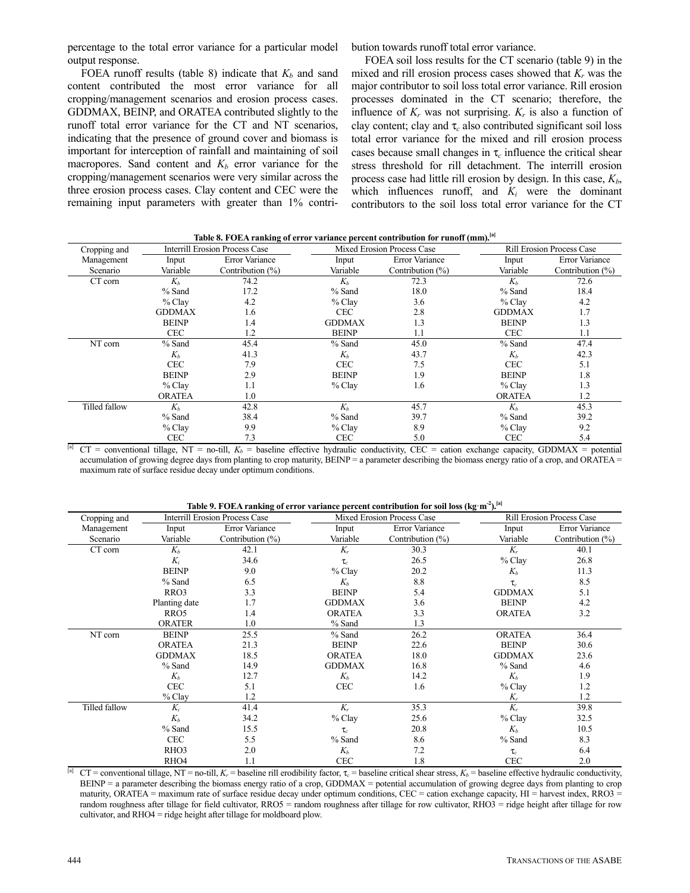percentage to the total error variance for a particular model output response.

FOEA runoff results (table 8) indicate that $K_b$ and sand content contributed the most error variance for all cropping/management scenarios and erosion process cases. GDDMAX, BEINP, and ORATEA contributed slightly to the runoff total error variance for the CT and NT scenarios, indicating that the presence of ground cover and biomass is important for interception of rainfall and maintaining of soil macropores. Sand content and $K_b$ error variance for the cropping/management scenarios were very similar across the three erosion process cases. Clay content and CEC were the remaining input parameters with greater than 1% contribution towards runoff total error variance.

FOEA soil loss results for the CT scenario (table 9) in the mixed and rill erosion process cases showed that $K_r$ was the major contributor to soil loss total error variance. Rill erosion processes dominated in the CT scenario; therefore, the influence of $K_r$ was not surprising. $K_r$ is also a function of clay content; clay and $\tau_c$ also contributed significant soil loss total error variance for the mixed and rill erosion process cases because small changes in $\tau_c$ influence the critical shear stress threshold for rill detachment. The interrill erosion process case had little rill erosion by design. In this case, $K_b$, which influences runoff, and $K_i$ were the dominant contributors to the soil loss total error variance for the CT

**Table 8. FOEA ranking of error variance percent contribution for runoff (mm).[a]**

| Cropping and Management Scenario | Interrill Erosion Process Case | | Mixed Erosion Process Case | | Rill Erosion Process Case | |
|---|---|---|---|---|---|---|
| | Input Variable | Error Variance Contribution (%) | Input Variable | Error Variance Contribution (%) | Input Variable | Error Variance Contribution (%) |
| CT corn | $K_b$ | 74.2 | $K_b$ | 72.3 | $K_b$ | 72.6 |
| | % Sand | 17.2 | % Sand | 18.0 | % Sand | 18.4 |
| | % Clay | 4.2 | % Clay | 3.6 | % Clay | 4.2 |
| | GDDMAX | 1.6 | CEC | 2.8 | GDDMAX | 1.7 |
| | BEINP | 1.4 | GDDMAX | 1.3 | BEINP | 1.3 |
| | CEC | 1.2 | BEINP | 1.1 | CEC | 1.1 |
| NT corn | % Sand | 45.4 | % Sand | 45.0 | % Sand | 47.4 |
| | $K_b$ | 41.3 | $K_b$ | 43.7 | $K_b$ | 42.3 |
| | CEC | 7.9 | CEC | 7.5 | CEC | 5.1 |
| | BEINP | 2.9 | BEINP | 1.9 | BEINP | 1.8 |
| | % Clay | 1.1 | % Clay | 1.6 | % Clay | 1.3 |
| | ORATEA | 1.0 | | | ORATEA | 1.2 |
| Tilled fallow | $K_b$ | 42.8 | $K_b$ | 45.7 | $K_b$ | 45.3 |
| | % Sand | 38.4 | % Sand | 39.7 | % Sand | 39.2 |
| | % Clay | 9.9 | % Clay | 8.9 | % Clay | 9.2 |
| | CEC | 7.3 | CEC | 5.0 | CEC | 5.4 |

[a] CT = conventional tillage, NT = no-till, $K_b$ = baseline effective hydraulic conductivity, CEC = cation exchange capacity, GDDMAX = potential accumulation of growing degree days from planting to crop maturity, BEINP = a parameter describing the biomass energy ratio of a crop, and ORATEA = maximum rate of surface residue decay under optimum conditions.

**Table 9. FOEA ranking of error variance percent contribution for soil loss (kg·m$^{-2}$).[a]**

| Cropping and Management Scenario | Interrill Erosion Process Case | | Mixed Erosion Process Case | | Rill Erosion Process Case | |
|---|---|---|---|---|---|---|
| | Input Variable | Error Variance Contribution (%) | Input Variable | Error Variance Contribution (%) | Input Variable | Error Variance Contribution (%) |
| CT corn | $K_b$ | 42.1 | $K_r$ | 30.3 | $K_r$ | 40.1 |
| | $K_i$ | 34.6 | $\tau_c$ | 26.5 | % Clay | 26.8 |
| | BEINP | 9.0 | % Clay | 20.2 | $K_b$ | 11.3 |
| | % Sand | 6.5 | $K_b$ | 8.8 | $\tau_c$ | 8.5 |
| | RRO3 | 3.3 | BEINP | 5.4 | GDDMAX | 5.1 |
| | Planting date | 1.7 | GDDMAX | 3.6 | BEINP | 4.2 |
| | RRO5 | 1.4 | ORATEA | 3.3 | ORATEA | 3.2 |
| | ORATER | 1.0 | % Sand | 1.3 | | |
| NT corn | BEINP | 25.5 | % Sand | 26.2 | ORATEA | 36.4 |
| | ORATEA | 21.3 | BEINP | 22.6 | BEINP | 30.6 |
| | GDDMAX | 18.5 | ORATEA | 18.0 | GDDMAX | 23.6 |
| | % Sand | 14.9 | GDDMAX | 16.8 | % Sand | 4.6 |
| | $K_b$ | 12.7 | $K_b$ | 14.2 | $K_b$ | 1.9 |
| | CEC | 5.1 | CEC | 1.6 | % Clay | 1.2 |
| | % Clay | 1.2 | | | $K_r$ | 1.2 |
| Tilled fallow | $K_i$ | 41.4 | $K_r$ | 35.3 | $K_r$ | 39.8 |
| | $K_b$ | 34.2 | % Clay | 25.6 | % Clay | 32.5 |
| | % Sand | 15.5 | $\tau_c$ | 20.8 | $K_b$ | 10.5 |
| | CEC | 5.5 | % Sand | 8.6 | % Sand | 8.3 |
| | RHO3 | 2.0 | $K_b$ | 7.2 | $\tau_c$ | 6.4 |
| | RHO4 | 1.1 | CEC | 1.8 | CEC | 2.0 |

[a] CT = conventional tillage, NT = no-till, $K_r$ = baseline rill erodibility factor, $\tau_c$ = baseline critical shear stress, $K_b$ = baseline effective hydraulic conductivity, BEINP = a parameter describing the biomass energy ratio of a crop, GDDMAX = potential accumulation of growing degree days from planting to crop maturity, ORATEA = maximum rate of surface residue decay under optimum conditions, CEC = cation exchange capacity, HI = harvest index, RRO3 = random roughness after tillage for field cultivator, RRO5 = random roughness after tillage for row cultivator, RHO3 = ridge height after tillage for row cultivator, and RHO4 = ridge height after tillage for moldboard plow.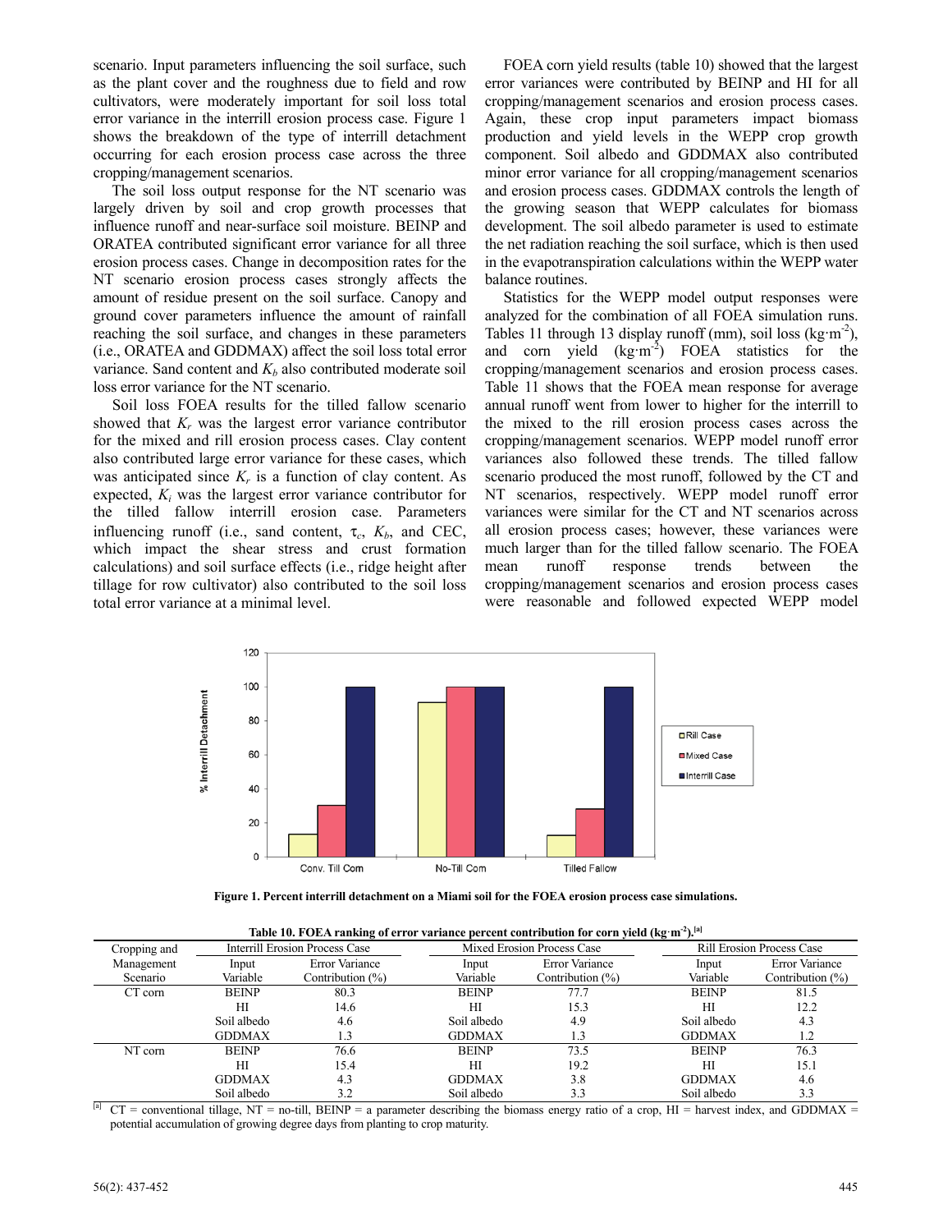scenario. Input parameters influencing the soil surface, such as the plant cover and the roughness due to field and row cultivators, were moderately important for soil loss total error variance in the interrill erosion process case. Figure 1 shows the breakdown of the type of interrill detachment occurring for each erosion process case across the three cropping/management scenarios.

The soil loss output response for the NT scenario was largely driven by soil and crop growth processes that influence runoff and near-surface soil moisture. BEINP and ORATEA contributed significant error variance for all three erosion process cases. Change in decomposition rates for the NT scenario erosion process cases strongly affects the amount of residue present on the soil surface. Canopy and ground cover parameters influence the amount of rainfall reaching the soil surface, and changes in these parameters (i.e., ORATEA and GDDMAX) affect the soil loss total error variance. Sand content and $K_b$ also contributed moderate soil loss error variance for the NT scenario.

Soil loss FOEA results for the tilled fallow scenario showed that $K_r$ was the largest error variance contributor for the mixed and rill erosion process cases. Clay content also contributed large error variance for these cases, which was anticipated since $K_r$ is a function of clay content. As expected, $K_i$ was the largest error variance contributor for the tilled fallow interrill erosion case. Parameters influencing runoff (i.e., sand content, $\tau_c$, $K_b$, and CEC, which impact the shear stress and crust formation calculations) and soil surface effects (i.e., ridge height after tillage for row cultivator) also contributed to the soil loss total error variance at a minimal level.

FOEA corn yield results (table 10) showed that the largest error variances were contributed by BEINP and HI for all cropping/management scenarios and erosion process cases. Again, these crop input parameters impact biomass production and yield levels in the WEPP crop growth component. Soil albedo and GDDMAX also contributed minor error variance for all cropping/management scenarios and erosion process cases. GDDMAX controls the length of the growing season that WEPP calculates for biomass development. The soil albedo parameter is used to estimate the net radiation reaching the soil surface, which is then used in the evapotranspiration calculations within the WEPP water balance routines.

Statistics for the WEPP model output responses were analyzed for the combination of all FOEA simulation runs. Tables 11 through 13 display runoff (mm), soil loss ($kg \cdot m^{-2}$), and corn yield ($kg \cdot m^{-2}$) FOEA statistics for the cropping/management scenarios and erosion process cases. Table 11 shows that the FOEA mean response for average annual runoff went from lower to higher for the interrill to the mixed to the rill erosion process cases across the cropping/management scenarios. WEPP model runoff error variances also followed these trends. The tilled fallow scenario produced the most runoff, followed by the CT and NT scenarios, respectively. WEPP model runoff error variances were similar for the CT and NT scenarios across all erosion process cases; however, these variances were much larger than for the tilled fallow scenario. The FOEA mean runoff response trends between the cropping/management scenarios and erosion process cases were reasonable and followed expected WEPP model

Figure 1. Percent interrill detachment on a Miami soil for the FOEA erosion process case simulations.

Table 10. FOEA ranking of error variance percent contribution for corn yield ($kg \cdot m^{-2}$).[a]

| Cropping and Management Scenario | Interrill Erosion Process Case | | Mixed Erosion Process Case | | Rill Erosion Process Case | |
|---|---|---|---|---|---|---|
| | Input Variable | Error Variance Contribution (%) | Input Variable | Error Variance Contribution (%) | Input Variable | Error Variance Contribution (%) |
| CT corn | BEINP | 80.3 | BEINP | 77.7 | BEINP | 81.5 |
| | HI | 14.6 | HI | 15.3 | HI | 12.2 |
| | Soil albedo | 4.6 | Soil albedo | 4.9 | Soil albedo | 4.3 |
| | GDDMAX | 1.3 | GDDMAX | 1.3 | GDDMAX | 1.2 |
| NT corn | BEINP | 76.6 | BEINP | 73.5 | BEINP | 76.3 |
| | HI | 15.4 | HI | 19.2 | HI | 15.1 |
| | GDDMAX | 4.3 | GDDMAX | 3.8 | GDDMAX | 4.6 |
| | Soil albedo | 3.2 | Soil albedo | 3.3 | Soil albedo | 3.3 |

[a] CT = conventional tillage, NT = no-till, BEINP = a parameter describing the biomass energy ratio of a crop, HI = harvest index, and GDDMAX = potential accumulation of growing degree days from planting to crop maturity.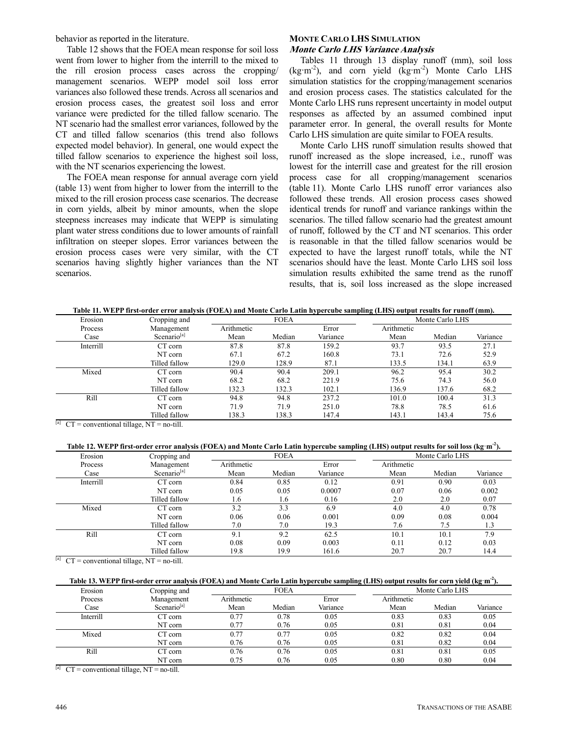behavior as reported in the literature.

Table 12 shows that the FOEA mean response for soil loss went from lower to higher from the interrill to the mixed to the rill erosion process cases across the cropping/management scenarios. WEPP model soil loss error variances also followed these trends. Across all scenarios and erosion process cases, the greatest soil loss and error variance were predicted for the tilled fallow scenario. The NT scenario had the smallest error variances, followed by the CT and tilled fallow scenarios (this trend also follows expected model behavior). In general, one would expect the tilled fallow scenarios to experience the highest soil loss, with the NT scenarios experiencing the lowest.

The FOEA mean response for annual average corn yield (table 13) went from higher to lower from the interrill to the mixed to the rill erosion process case scenarios. The decrease in corn yields, albeit by minor amounts, when the slope steepness increases may indicate that WEPP is simulating plant water stress conditions due to lower amounts of rainfall infiltration on steeper slopes. Error variances between the erosion process cases were very similar, with the CT scenarios having slightly higher variances than the NT scenarios.

## Monte Carlo LHS Simulation

### *Monte Carlo LHS Variance Analysis*

Tables 11 through 13 display runoff (mm), soil loss ($kg \cdot m^{-2}$), and corn yield ($kg \cdot m^{-2}$) Monte Carlo LHS simulation statistics for the cropping/management scenarios and erosion process cases. The statistics calculated for the Monte Carlo LHS runs represent uncertainty in model output responses as affected by an assumed combined input parameter error. In general, the overall results for Monte Carlo LHS simulation are quite similar to FOEA results.

Monte Carlo LHS runoff simulation results showed that runoff increased as the slope increased, i.e., runoff was lowest for the interrill case and greatest for the rill erosion process case for all cropping/management scenarios (table 11). Monte Carlo LHS runoff error variances also followed these trends. All erosion process cases showed identical trends for runoff and variance rankings within the scenarios. The tilled fallow scenario had the greatest amount of runoff, followed by the CT and NT scenarios. This order is reasonable in that the tilled fallow scenarios would be expected to have the largest runoff totals, while the NT scenarios should have the least. Monte Carlo LHS soil loss simulation results exhibited the same trend as the runoff results, that is, soil loss increased as the slope increased

**Table 11. WEPP first-order error analysis (FOEA) and Monte Carlo Latin hypercube sampling (LHS) output results for runoff (mm).**

| Erosion Process Case | Cropping and Management Scenario[a] | FOEA | | | Monte Carlo LHS | | |
|---|---|---|---|---|---|---|---|
| | | Arithmetic Mean | Median | Error Variance | Arithmetic Mean | Median | Variance |
| Interrill | CT corn | 87.8 | 87.8 | 159.2 | 93.7 | 93.5 | 27.1 |
| | NT corn | 67.1 | 67.2 | 160.8 | 73.1 | 72.6 | 52.9 |
| | Tilled fallow | 129.0 | 128.9 | 87.1 | 133.5 | 134.1 | 63.9 |
| Mixed | CT corn | 90.4 | 90.4 | 209.1 | 96.2 | 95.4 | 30.2 |
| | NT corn | 68.2 | 68.2 | 221.9 | 75.6 | 74.3 | 56.0 |
| | Tilled fallow | 132.3 | 132.3 | 102.1 | 136.9 | 137.6 | 68.2 |
| Rill | CT corn | 94.8 | 94.8 | 237.2 | 101.0 | 100.4 | 31.3 |
| | NT corn | 71.9 | 71.9 | 251.0 | 78.8 | 78.5 | 61.6 |
| | Tilled fallow | 138.3 | 138.3 | 147.4 | 143.1 | 143.4 | 75.6 |

[a] CT = conventional tillage, NT = no-till.

**Table 12. WEPP first-order error analysis (FOEA) and Monte Carlo Latin hypercube sampling (LHS) output results for soil loss ($kg \cdot m^{-2}$).**

| Erosion Process Case | Cropping and Management Scenario[a] | FOEA | | | Monte Carlo LHS | | |
|---|---|---|---|---|---|---|---|
| | | Arithmetic Mean | Median | Error Variance | Arithmetic Mean | Median | Variance |
| Interrill | CT corn | 0.84 | 0.85 | 0.12 | 0.91 | 0.90 | 0.03 |
| | NT corn | 0.05 | 0.05 | 0.0007 | 0.07 | 0.06 | 0.002 |
| | Tilled fallow | 1.6 | 1.6 | 0.16 | 2.0 | 2.0 | 0.07 |
| Mixed | CT corn | 3.2 | 3.3 | 6.9 | 4.0 | 4.0 | 0.78 |
| | NT corn | 0.06 | 0.06 | 0.001 | 0.09 | 0.08 | 0.004 |
| | Tilled fallow | 7.0 | 7.0 | 19.3 | 7.6 | 7.5 | 1.3 |
| Rill | CT corn | 9.1 | 9.2 | 62.5 | 10.1 | 10.1 | 7.9 |
| | NT corn | 0.08 | 0.09 | 0.003 | 0.11 | 0.12 | 0.03 |
| | Tilled fallow | 19.8 | 19.9 | 161.6 | 20.7 | 20.7 | 14.4 |

[a] CT = conventional tillage, NT = no-till.

**Table 13. WEPP first-order error analysis (FOEA) and Monte Carlo Latin hypercube sampling (LHS) output results for corn yield ($kg \cdot m^{-2}$).**

| Erosion Process Case | Cropping and Management Scenario[a] | FOEA | | | Monte Carlo LHS | | |
|---|---|---|---|---|---|---|---|
| | | Arithmetic Mean | Median | Error Variance | Arithmetic Mean | Median | Variance |
| Interrill | CT corn | 0.77 | 0.78 | 0.05 | 0.83 | 0.83 | 0.05 |
| | NT corn | 0.77 | 0.76 | 0.05 | 0.81 | 0.81 | 0.04 |
| Mixed | CT corn | 0.77 | 0.77 | 0.05 | 0.82 | 0.82 | 0.04 |
| | NT corn | 0.76 | 0.76 | 0.05 | 0.81 | 0.82 | 0.04 |
| Rill | CT corn | 0.76 | 0.76 | 0.05 | 0.81 | 0.81 | 0.05 |
| | NT corn | 0.75 | 0.76 | 0.05 | 0.80 | 0.80 | 0.04 |

[a] CT = conventional tillage, NT = no-till.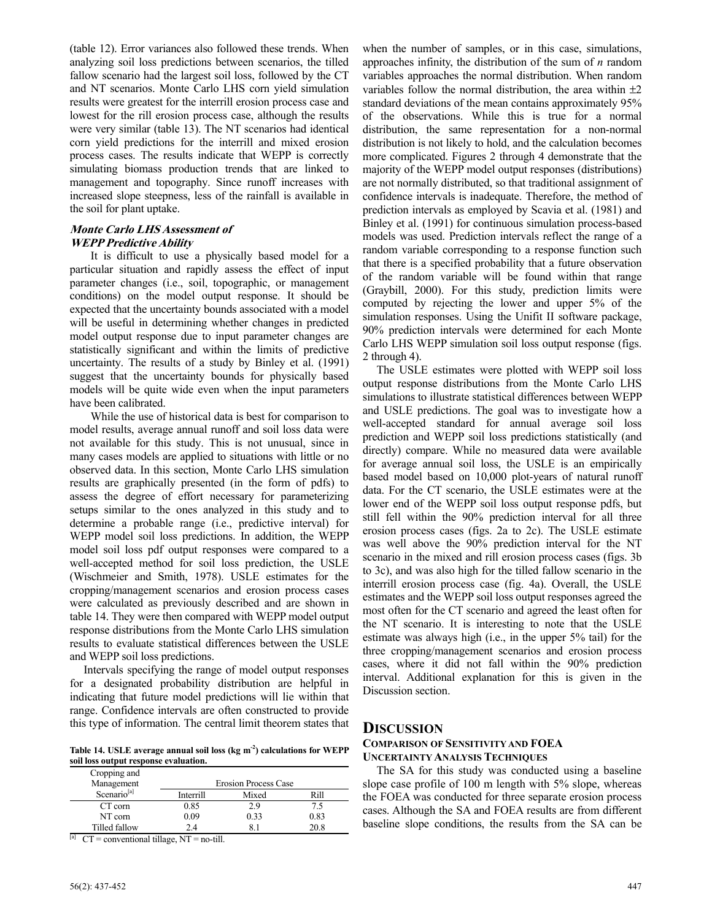(table 12). Error variances also followed these trends. When analyzing soil loss predictions between scenarios, the tilled fallow scenario had the largest soil loss, followed by the CT and NT scenarios. Monte Carlo LHS corn yield simulation results were greatest for the interrill erosion process case and lowest for the rill erosion process case, although the results were very similar (table 13). The NT scenarios had identical corn yield predictions for the interrill and mixed erosion process cases. The results indicate that WEPP is correctly simulating biomass production trends that are linked to management and topography. Since runoff increases with increased slope steepness, less of the rainfall is available in the soil for plant uptake.

### *Monte Carlo LHS Assessment of WEPP Predictive Ability*

It is difficult to use a physically based model for a particular situation and rapidly assess the effect of input parameter changes (i.e., soil, topographic, or management conditions) on the model output response. It should be expected that the uncertainty bounds associated with a model will be useful in determining whether changes in predicted model output response due to input parameter changes are statistically significant and within the limits of predictive uncertainty. The results of a study by Binley et al. (1991) suggest that the uncertainty bounds for physically based models will be quite wide even when the input parameters have been calibrated.

While the use of historical data is best for comparison to model results, average annual runoff and soil loss data were not available for this study. This is not unusual, since in many cases models are applied to situations with little or no observed data. In this section, Monte Carlo LHS simulation results are graphically presented (in the form of pdfs) to assess the degree of effort necessary for parameterizing setups similar to the ones analyzed in this study and to determine a probable range (i.e., predictive interval) for WEPP model soil loss predictions. In addition, the WEPP model soil loss pdf output responses were compared to a well-accepted method for soil loss prediction, the USLE (Wischmeier and Smith, 1978). USLE estimates for the cropping/management scenarios and erosion process cases were calculated as previously described and are shown in table 14. They were then compared with WEPP model output response distributions from the Monte Carlo LHS simulation results to evaluate statistical differences between the USLE and WEPP soil loss predictions.

Intervals specifying the range of model output responses for a designated probability distribution are helpful in indicating that future model predictions will lie within that range. Confidence intervals are often constructed to provide this type of information. The central limit theorem states that when the number of samples, or in this case, simulations, approaches infinity, the distribution of the sum of *n* random variables approaches the normal distribution. When random variables follow the normal distribution, the area within $\pm 2$ standard deviations of the mean contains approximately 95% of the observations. While this is true for a normal distribution, the same representation for a non-normal distribution is not likely to hold, and the calculation becomes more complicated. Figures 2 through 4 demonstrate that the majority of the WEPP model output responses (distributions) are not normally distributed, so that traditional assignment of confidence intervals is inadequate. Therefore, the method of prediction intervals as employed by Scavia et al. (1981) and Binley et al. (1991) for continuous simulation process-based models was used. Prediction intervals reflect the range of a random variable corresponding to a response function such that there is a specified probability that a future observation of the random variable will be found within that range (Graybill, 2000). For this study, prediction limits were computed by rejecting the lower and upper 5% of the simulation responses. Using the Unifit II software package, 90% prediction intervals were determined for each Monte Carlo LHS WEPP simulation soil loss output response (figs. 2 through 4).

The USLE estimates were plotted with WEPP soil loss output response distributions from the Monte Carlo LHS simulations to illustrate statistical differences between WEPP and USLE predictions. The goal was to investigate how a well-accepted standard for annual average soil loss prediction and WEPP soil loss predictions statistically (and directly) compare. While no measured data were available for average annual soil loss, the USLE is an empirically based model based on 10,000 plot-years of natural runoff data. For the CT scenario, the USLE estimates were at the lower end of the WEPP soil loss output response pdfs, but still fell within the 90% prediction interval for all three erosion process cases (figs. 2a to 2c). The USLE estimate was well above the 90% prediction interval for the NT scenario in the mixed and rill erosion process cases (figs. 3b to 3c), and was also high for the tilled fallow scenario in the interrill erosion process case (fig. 4a). Overall, the USLE estimates and the WEPP soil loss output responses agreed the most often for the CT scenario and agreed the least often for the NT scenario. It is interesting to note that the USLE estimate was always high (i.e., in the upper 5% tail) for the three cropping/management scenarios and erosion process cases, where it did not fall within the 90% prediction interval. Additional explanation for this is given in the Discussion section.

**Table 14. USLE average annual soil loss (kg m$^{-2}$) calculations for WEPP soil loss output response evaluation.**

| Cropping and Management Scenario[a] | Erosion Process Case | | |
|---|---|---|---|
| | Interrill | Mixed | Rill |
| CT corn | 0.85 | 2.9 | 7.5 |
| NT corn | 0.09 | 0.33 | 0.83 |
| Tilled fallow | 2.4 | 8.1 | 20.8 |

[a] CT = conventional tillage, NT = no-till.

# Discussion

## Comparison of Sensitivity and FOEA Uncertainty Analysis Techniques

The SA for this study was conducted using a baseline slope case profile of 100 m length with 5% slope, whereas the FOEA was conducted for three separate erosion process cases. Although the SA and FOEA results are from different baseline slope conditions, the results from the SA can be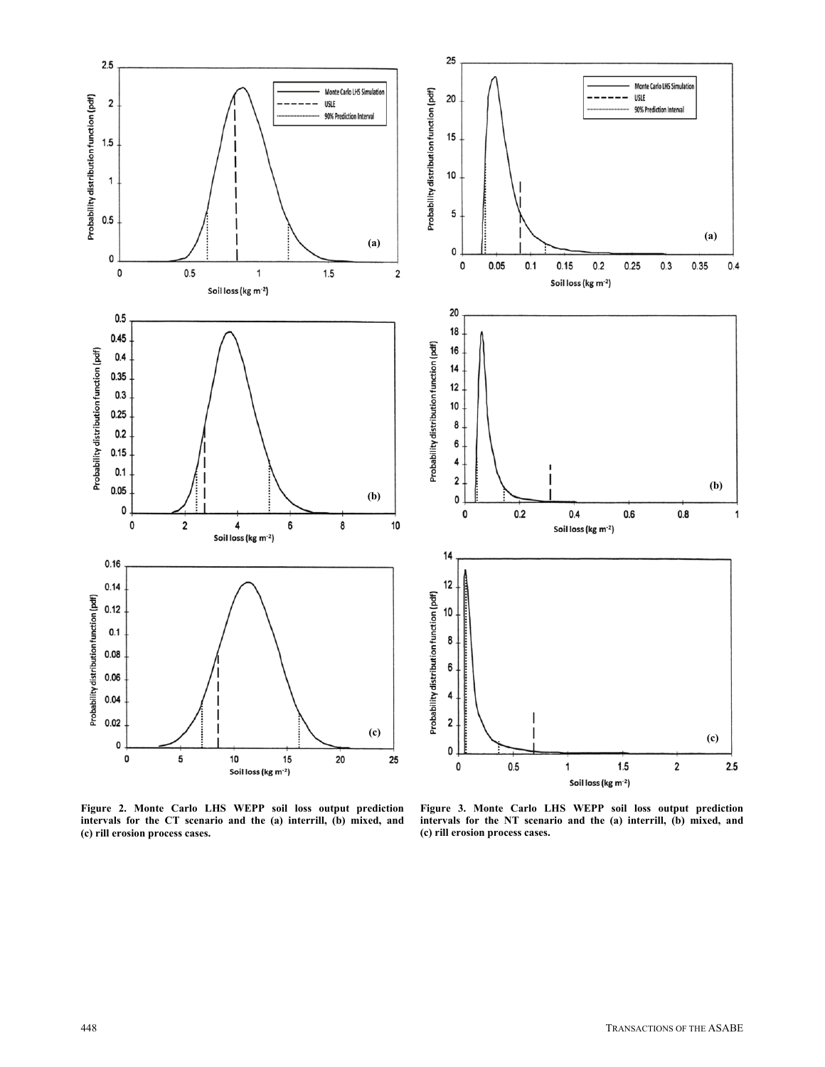Figure 2. Monte Carlo LHS WEPP soil loss output prediction intervals for the CT scenario and the (a) interrill, (b) mixed, and (c) rill erosion process cases.

Figure 3. Monte Carlo LHS WEPP soil loss output prediction intervals for the NT scenario and the (a) interrill, (b) mixed, and (c) rill erosion process cases.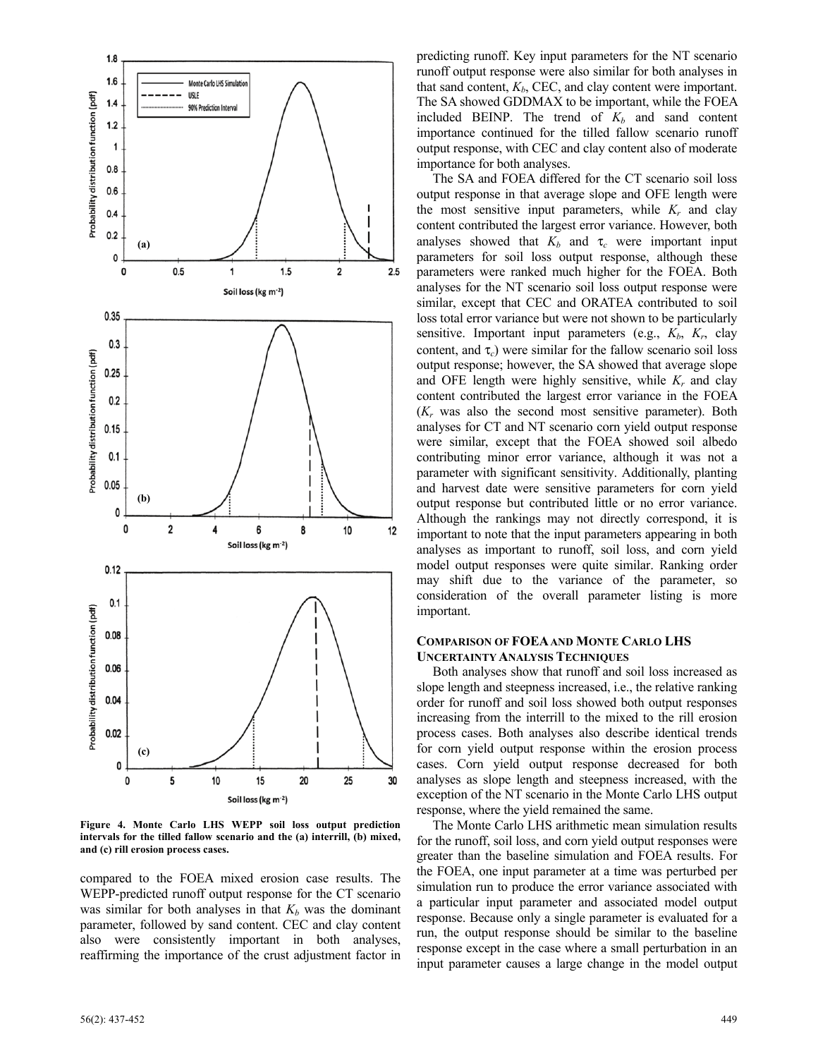Figure 4. Monte Carlo LHS WEPP soil loss output prediction intervals for the tilled fallow scenario and the (a) interrill, (b) mixed, and (c) rill erosion process cases.

compared to the FOEA mixed erosion case results. The WEPP-predicted runoff output response for the CT scenario was similar for both analyses in that $K_b$ was the dominant parameter, followed by sand content. CEC and clay content also were consistently important in both analyses, reaffirming the importance of the crust adjustment factor in predicting runoff. Key input parameters for the NT scenario runoff output response were also similar for both analyses in that sand content, $K_b$, CEC, and clay content were important. The SA showed GDDMAX to be important, while the FOEA included BEINP. The trend of $K_b$ and sand content importance continued for the tilled fallow scenario runoff output response, with CEC and clay content also of moderate importance for both analyses.

The SA and FOEA differed for the CT scenario soil loss output response in that average slope and OFE length were the most sensitive input parameters, while $K_r$ and clay content contributed the largest error variance. However, both analyses showed that $K_b$ and $\tau_c$ were important input parameters for soil loss output response, although these parameters were ranked much higher for the FOEA. Both analyses for the NT scenario soil loss output response were similar, except that CEC and ORATEA contributed to soil loss total error variance but were not shown to be particularly sensitive. Important input parameters (e.g., $K_b$, $K_r$, clay content, and $\tau_c$) were similar for the fallow scenario soil loss output response; however, the SA showed that average slope and OFE length were highly sensitive, while $K_r$ and clay content contributed the largest error variance in the FOEA ($K_r$ was also the second most sensitive parameter). Both analyses for CT and NT scenario corn yield output response were similar, except that the FOEA showed soil albedo contributing minor error variance, although it was not a parameter with significant sensitivity. Additionally, planting and harvest date were sensitive parameters for corn yield output response but contributed little or no error variance. Although the rankings may not directly correspond, it is important to note that the input parameters appearing in both analyses as important to runoff, soil loss, and corn yield model output responses were quite similar. Ranking order may shift due to the variance of the parameter, so consideration of the overall parameter listing is more important.

### Comparison of FOEA and Monte Carlo LHS Uncertainty Analysis Techniques

Both analyses show that runoff and soil loss increased as slope length and steepness increased, i.e., the relative ranking order for runoff and soil loss showed both output responses increasing from the interrill to the mixed to the rill erosion process cases. Both analyses also describe identical trends for corn yield output response within the erosion process cases. Corn yield output response decreased for both analyses as slope length and steepness increased, with the exception of the NT scenario in the Monte Carlo LHS output response, where the yield remained the same.

The Monte Carlo LHS arithmetic mean simulation results for the runoff, soil loss, and corn yield output responses were greater than the baseline simulation and FOEA results. For the FOEA, one input parameter at a time was perturbed per simulation run to produce the error variance associated with a particular input parameter and associated model output response. Because only a single parameter is evaluated for a run, the output response should be similar to the baseline response except in the case where a small perturbation in an input parameter causes a large change in the model output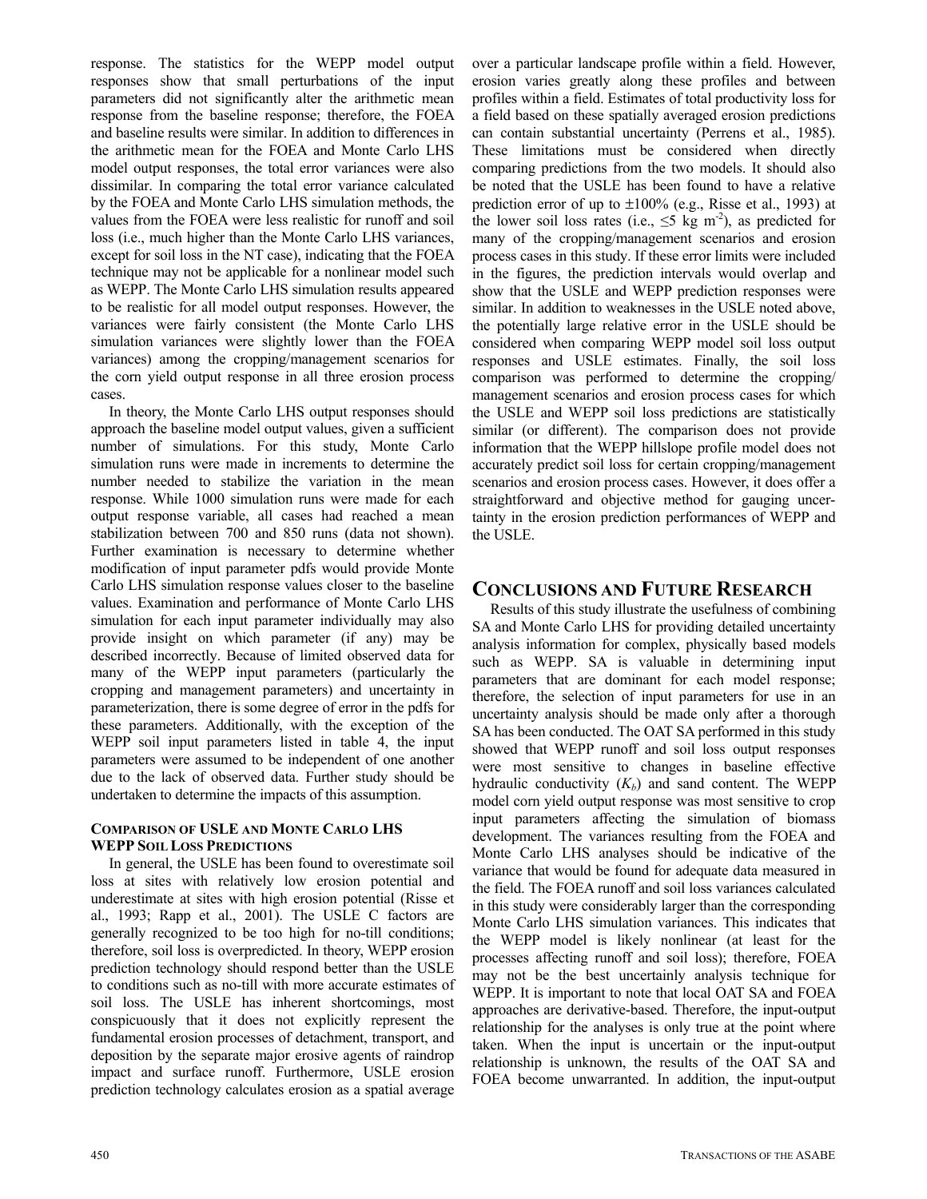response. The statistics for the WEPP model output responses show that small perturbations of the input parameters did not significantly alter the arithmetic mean response from the baseline response; therefore, the FOEA and baseline results were similar. In addition to differences in the arithmetic mean for the FOEA and Monte Carlo LHS model output responses, the total error variances were also dissimilar. In comparing the total error variance calculated by the FOEA and Monte Carlo LHS simulation methods, the values from the FOEA were less realistic for runoff and soil loss (i.e., much higher than the Monte Carlo LHS variances, except for soil loss in the NT case), indicating that the FOEA technique may not be applicable for a nonlinear model such as WEPP. The Monte Carlo LHS simulation results appeared to be realistic for all model output responses. However, the variances were fairly consistent (the Monte Carlo LHS simulation variances were slightly lower than the FOEA variances) among the cropping/management scenarios for the corn yield output response in all three erosion process cases.

In theory, the Monte Carlo LHS output responses should approach the baseline model output values, given a sufficient number of simulations. For this study, Monte Carlo simulation runs were made in increments to determine the number needed to stabilize the variation in the mean response. While 1000 simulation runs were made for each output response variable, all cases had reached a mean stabilization between 700 and 850 runs (data not shown). Further examination is necessary to determine whether modification of input parameter pdfs would provide Monte Carlo LHS simulation response values closer to the baseline values. Examination and performance of Monte Carlo LHS simulation for each input parameter individually may also provide insight on which parameter (if any) may be described incorrectly. Because of limited observed data for many of the WEPP input parameters (particularly the cropping and management parameters) and uncertainty in parameterization, there is some degree of error in the pdfs for these parameters. Additionally, with the exception of the WEPP soil input parameters listed in table 4, the input parameters were assumed to be independent of one another due to the lack of observed data. Further study should be undertaken to determine the impacts of this assumption.

### Comparison of USLE and Monte Carlo LHS WEPP Soil Loss Predictions

In general, the USLE has been found to overestimate soil loss at sites with relatively low erosion potential and underestimate at sites with high erosion potential (Risse et al., 1993; Rapp et al., 2001). The USLE C factors are generally recognized to be too high for no-till conditions; therefore, soil loss is overpredicted. In theory, WEPP erosion prediction technology should respond better than the USLE to conditions such as no-till with more accurate estimates of soil loss. The USLE has inherent shortcomings, most conspicuously that it does not explicitly represent the fundamental erosion processes of detachment, transport, and deposition by the separate major erosive agents of raindrop impact and surface runoff. Furthermore, USLE erosion prediction technology calculates erosion as a spatial average over a particular landscape profile within a field. However, erosion varies greatly along these profiles and between profiles within a field. Estimates of total productivity loss for a field based on these spatially averaged erosion predictions can contain substantial uncertainty (Perrens et al., 1985). These limitations must be considered when directly comparing predictions from the two models. It should also be noted that the USLE has been found to have a relative prediction error of up to ±100% (e.g., Risse et al., 1993) at the lower soil loss rates (i.e., $\leq 5$ kg m$^{-2}$), as predicted for many of the cropping/management scenarios and erosion process cases in this study. If these error limits were included in the figures, the prediction intervals would overlap and show that the USLE and WEPP prediction responses were similar. In addition to weaknesses in the USLE noted above, the potentially large relative error in the USLE should be considered when comparing WEPP model soil loss output responses and USLE estimates. Finally, the soil loss comparison was performed to determine the cropping/management scenarios and erosion process cases for which the USLE and WEPP soil loss predictions are statistically similar (or different). The comparison does not provide information that the WEPP hillslope profile model does not accurately predict soil loss for certain cropping/management scenarios and erosion process cases. However, it does offer a straightforward and objective method for gauging uncertainty in the erosion prediction performances of WEPP and the USLE.

## Conclusions and Future Research

Results of this study illustrate the usefulness of combining SA and Monte Carlo LHS for providing detailed uncertainty analysis information for complex, physically based models such as WEPP. SA is valuable in determining input parameters that are dominant for each model response; therefore, the selection of input parameters for use in an uncertainty analysis should be made only after a thorough SA has been conducted. The OAT SA performed in this study showed that WEPP runoff and soil loss output responses were most sensitive to changes in baseline effective hydraulic conductivity ($K_b$) and sand content. The WEPP model corn yield output response was most sensitive to crop input parameters affecting the simulation of biomass development. The variances resulting from the FOEA and Monte Carlo LHS analyses should be indicative of the variance that would be found for adequate data measured in the field. The FOEA runoff and soil loss variances calculated in this study were considerably larger than the corresponding Monte Carlo LHS simulation variances. This indicates that the WEPP model is likely nonlinear (at least for the processes affecting runoff and soil loss); therefore, FOEA may not be the best uncertainly analysis technique for WEPP. It is important to note that local OAT SA and FOEA approaches are derivative-based. Therefore, the input-output relationship for the analyses is only true at the point where taken. When the input is uncertain or the input-output relationship is unknown, the results of the OAT SA and FOEA become unwarranted. In addition, the input-output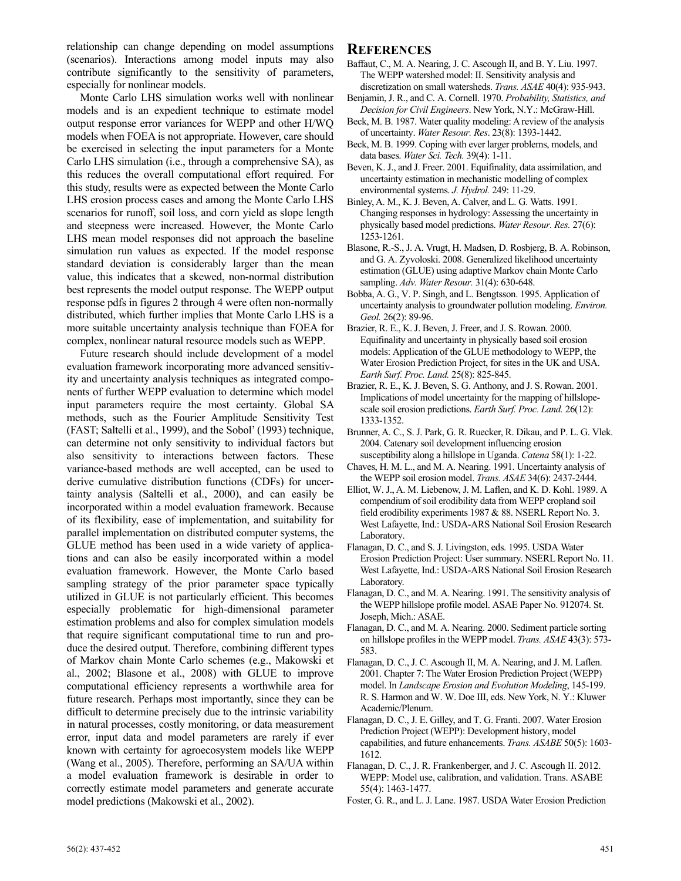relationship can change depending on model assumptions (scenarios). Interactions among model inputs may also contribute significantly to the sensitivity of parameters, especially for nonlinear models.

Monte Carlo LHS simulation works well with nonlinear models and is an expedient technique to estimate model output response error variances for WEPP and other H/WQ models when FOEA is not appropriate. However, care should be exercised in selecting the input parameters for a Monte Carlo LHS simulation (i.e., through a comprehensive SA), as this reduces the overall computational effort required. For this study, results were as expected between the Monte Carlo LHS erosion process cases and among the Monte Carlo LHS scenarios for runoff, soil loss, and corn yield as slope length and steepness were increased. However, the Monte Carlo LHS mean model responses did not approach the baseline simulation run values as expected. If the model response standard deviation is considerably larger than the mean value, this indicates that a skewed, non-normal distribution best represents the model output response. The WEPP output response pdfs in figures 2 through 4 were often non-normally distributed, which further implies that Monte Carlo LHS is a more suitable uncertainty analysis technique than FOEA for complex, nonlinear natural resource models such as WEPP.

Future research should include development of a model evaluation framework incorporating more advanced sensitivity and uncertainty analysis techniques as integrated components of further WEPP evaluation to determine which model input parameters require the most certainty. Global SA methods, such as the Fourier Amplitude Sensitivity Test (FAST; Saltelli et al., 1999), and the Sobol' (1993) technique, can determine not only sensitivity to individual factors but also sensitivity to interactions between factors. These variance-based methods are well accepted, can be used to derive cumulative distribution functions (CDFs) for uncertainty analysis (Saltelli et al., 2000), and can easily be incorporated within a model evaluation framework. Because of its flexibility, ease of implementation, and suitability for parallel implementation on distributed computer systems, the GLUE method has been used in a wide variety of applications and can also be easily incorporated within a model evaluation framework. However, the Monte Carlo based sampling strategy of the prior parameter space typically utilized in GLUE is not particularly efficient. This becomes especially problematic for high-dimensional parameter estimation problems and also for complex simulation models that require significant computational time to run and produce the desired output. Therefore, combining different types of Markov chain Monte Carlo schemes (e.g., Makowski et al., 2002; Blasone et al., 2008) with GLUE to improve computational efficiency represents a worthwhile area for future research. Perhaps most importantly, since they can be difficult to determine precisely due to the intrinsic variability in natural processes, costly monitoring, or data measurement error, input data and model parameters are rarely if ever known with certainty for agroecosystem models like WEPP (Wang et al., 2005). Therefore, performing an SA/UA within a model evaluation framework is desirable in order to correctly estimate model parameters and generate accurate model predictions (Makowski et al., 2002).

## REFERENCES

Baffaut, C., M. A. Nearing, J. C. Ascough II, and B. Y. Liu. 1997. The WEPP watershed model: II. Sensitivity analysis and discretization on small watersheds. *Trans. ASAE* 40(4): 935-943.

Benjamin, J. R., and C. A. Cornell. 1970. *Probability, Statistics, and Decision for Civil Engineers*. New York, N.Y.: McGraw-Hill.

Beck, M. B. 1987. Water quality modeling: A review of the analysis of uncertainty. *Water Resour. Res*. 23(8): 1393-1442.

Beck, M. B. 1999. Coping with ever larger problems, models, and data bases. *Water Sci. Tech.* 39(4): 1-11.

Beven, K. J., and J. Freer. 2001. Equifinality, data assimilation, and uncertainty estimation in mechanistic modelling of complex environmental systems. *J. Hydrol.* 249: 11-29.

Binley, A. M., K. J. Beven, A. Calver, and L. G. Watts. 1991. Changing responses in hydrology: Assessing the uncertainty in physically based model predictions. *Water Resour. Res.* 27(6): 1253-1261.

Blasone, R.-S., J. A. Vrugt, H. Madsen, D. Rosbjerg, B. A. Robinson, and G. A. Zyvoloski. 2008. Generalized likelihood uncertainty estimation (GLUE) using adaptive Markov chain Monte Carlo sampling. *Adv. Water Resour.* 31(4): 630-648.

Bobba, A. G., V. P. Singh, and L. Bengtsson. 1995. Application of uncertainty analysis to groundwater pollution modeling. *Environ. Geol.* 26(2): 89-96.

Brazier, R. E., K. J. Beven, J. Freer, and J. S. Rowan. 2000. Equifinality and uncertainty in physically based soil erosion models: Application of the GLUE methodology to WEPP, the Water Erosion Prediction Project, for sites in the UK and USA. *Earth Surf. Proc. Land.* 25(8): 825-845.

Brazier, R. E., K. J. Beven, S. G. Anthony, and J. S. Rowan. 2001. Implications of model uncertainty for the mapping of hillslope-scale soil erosion predictions. *Earth Surf. Proc. Land.* 26(12): 1333-1352.

Brunner, A. C., S. J. Park, G. R. Ruecker, R. Dikau, and P. L. G. Vlek. 2004. Catenary soil development influencing erosion susceptibility along a hillslope in Uganda. *Catena* 58(1): 1-22.

Chaves, H. M. L., and M. A. Nearing. 1991. Uncertainty analysis of the WEPP soil erosion model. *Trans. ASAE* 34(6): 2437-2444.

Elliot, W. J., A. M. Liebenow, J. M. Laflen, and K. D. Kohl. 1989. A compendium of soil erodibility data from WEPP cropland soil field erodibility experiments 1987 & 88. NSERL Report No. 3. West Lafayette, Ind.: USDA-ARS National Soil Erosion Research Laboratory.

Flanagan, D. C., and S. J. Livingston, eds. 1995. USDA Water Erosion Prediction Project: User summary. NSERL Report No. 11. West Lafayette, Ind.: USDA-ARS National Soil Erosion Research Laboratory.

Flanagan, D. C., and M. A. Nearing. 1991. The sensitivity analysis of the WEPP hillslope profile model. ASAE Paper No. 912074. St. Joseph, Mich.: ASAE.

Flanagan, D. C., and M. A. Nearing. 2000. Sediment particle sorting on hillslope profiles in the WEPP model. *Trans. ASAE* 43(3): 573-583.

Flanagan, D. C., J. C. Ascough II, M. A. Nearing, and J. M. Laflen. 2001. Chapter 7: The Water Erosion Prediction Project (WEPP) model. In *Landscape Erosion and Evolution Modeling*, 145-199. R. S. Harmon and W. W. Doe III, eds. New York, N. Y.: Kluwer Academic/Plenum.

Flanagan, D. C., J. E. Gilley, and T. G. Franti. 2007. Water Erosion Prediction Project (WEPP): Development history, model capabilities, and future enhancements. *Trans. ASABE* 50(5): 1603-1612.

Flanagan, D. C., J. R. Frankenberger, and J. C. Ascough II. 2012. WEPP: Model use, calibration, and validation. Trans. ASABE 55(4): 1463-1477.

Foster, G. R., and L. J. Lane. 1987. USDA Water Erosion Prediction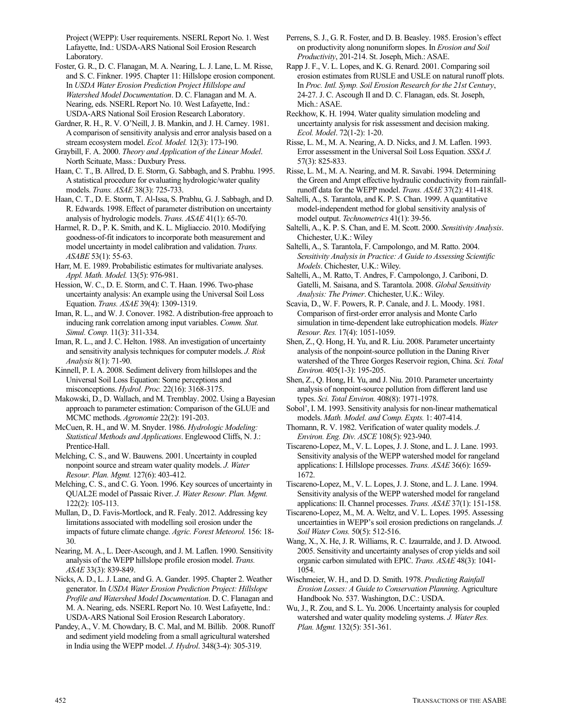Project (WEPP): User requirements. NSERL Report No. 1. West Lafayette, Ind.: USDA-ARS National Soil Erosion Research Laboratory.

Foster, G. R., D. C. Flanagan, M. A. Nearing, L. J. Lane, L. M. Risse, and S. C. Finkner. 1995. Chapter 11: Hillslope erosion component. In *USDA Water Erosion Prediction Project Hillslope and Watershed Model Documentation*. D. C. Flanagan and M. A. Nearing, eds. NSERL Report No. 10. West Lafayette, Ind.: USDA-ARS National Soil Erosion Research Laboratory.

Gardner, R. H., R. V. O'Neill, J. B. Mankin, and J. H. Carney. 1981. A comparison of sensitivity analysis and error analysis based on a stream ecosystem model. *Ecol. Model.* 12(3): 173-190.

Graybill, F. A. 2000. *Theory and Application of the Linear Model*. North Scituate, Mass.: Duxbury Press.

Haan, C. T., B. Allred, D. E. Storm, G. Sabbagh, and S. Prabhu. 1995. A statistical procedure for evaluating hydrologic/water quality models. *Trans. ASAE* 38(3): 725-733.

Haan, C. T., D. E. Storm, T. Al-Issa, S. Prabhu, G. J. Sabbagh, and D. R. Edwards. 1998. Effect of parameter distribution on uncertainty analysis of hydrologic models. *Trans. ASAE* 41(1): 65-70.

Harmel, R. D., P. K. Smith, and K. L. Migliaccio. 2010. Modifying goodness-of-fit indicators to incorporate both measurement and model uncertainty in model calibration and validation. *Trans. ASABE* 53(1): 55-63.

Harr, M. E. 1989. Probabilistic estimates for multivariate analyses. *Appl. Math. Model.* 13(5): 976-981.

Hession, W. C., D. E. Storm, and C. T. Haan. 1996. Two-phase uncertainty analysis: An example using the Universal Soil Loss Equation. *Trans. ASAE* 39(4): 1309-1319.

Iman, R. L., and W. J. Conover. 1982. A distribution-free approach to inducing rank correlation among input variables. *Comm. Stat. Simul. Comp.* 11(3): 311-334.

Iman, R. L., and J. C. Helton. 1988. An investigation of uncertainty and sensitivity analysis techniques for computer models. *J. Risk Analysis* 8(1): 71-90.

Kinnell, P. I. A. 2008. Sediment delivery from hillslopes and the Universal Soil Loss Equation: Some perceptions and misconceptions. *Hydrol. Proc.* 22(16): 3168-3175.

Makowski, D., D. Wallach, and M. Tremblay. 2002. Using a Bayesian approach to parameter estimation: Comparison of the GLUE and MCMC methods. *Agronomie* 22(2): 191-203.

McCuen, R. H., and W. M. Snyder. 1986. *Hydrologic Modeling: Statistical Methods and Applications*. Englewood Cliffs, N. J.: Prentice-Hall.

Melching, C. S., and W. Bauwens. 2001. Uncertainty in coupled nonpoint source and stream water quality models. *J. Water Resour. Plan. Mgmt.* 127(6): 403-412.

Melching, C. S., and C. G. Yoon. 1996. Key sources of uncertainty in QUAL2E model of Passaic River. *J. Water Resour. Plan. Mgmt.* 122(2): 105-113.

Mullan, D., D. Favis-Mortlock, and R. Fealy. 2012. Addressing key limitations associated with modelling soil erosion under the impacts of future climate change. *Agric. Forest Meteorol.* 156: 18-30.

Nearing, M. A., L. Deer-Ascough, and J. M. Laflen. 1990. Sensitivity analysis of the WEPP hillslope profile erosion model. *Trans. ASAE* 33(3): 839-849.

Nicks, A. D., L. J. Lane, and G. A. Gander. 1995. Chapter 2. Weather generator. In *USDA Water Erosion Prediction Project: Hillslope Profile and Watershed Model Documentation*. D. C. Flanagan and M. A. Nearing, eds. NSERL Report No. 10. West Lafayette, Ind.: USDA-ARS National Soil Erosion Research Laboratory.

Pandey, A., V. M. Chowdary, B. C. Mal, and M. Billib. 2008. Runoff and sediment yield modeling from a small agricultural watershed in India using the WEPP model. *J. Hydrol*. 348(3-4): 305-319.

Perrens, S. J., G. R. Foster, and D. B. Beasley. 1985. Erosion's effect on productivity along nonuniform slopes. In *Erosion and Soil Productivity*, 201-214. St. Joseph, Mich.: ASAE.

Rapp J. F., V. L. Lopes, and K. G. Renard. 2001. Comparing soil erosion estimates from RUSLE and USLE on natural runoff plots. In *Proc. Intl. Symp. Soil Erosion Research for the 21st Century*, 24-27. J. C. Ascough II and D. C. Flanagan, eds. St. Joseph, Mich.: ASAE.

Reckhow, K. H. 1994. Water quality simulation modeling and uncertainty analysis for risk assessment and decision making. *Ecol. Model*. 72(1-2): 1-20.

Risse, L. M., M. A. Nearing, A. D. Nicks, and J. M. Laflen. 1993. Error assessment in the Universal Soil Loss Equation. *SSSA J.* 57(3): 825-833.

Risse, L. M., M. A. Nearing, and M. R. Savabi. 1994. Determining the Green and Ampt effective hydraulic conductivity from rainfall-runoff data for the WEPP model. *Trans. ASAE* 37(2): 411-418.

Saltelli, A., S. Tarantola, and K. P. S. Chan. 1999. A quantitative model-independent method for global sensitivity analysis of model output. *Technometrics* 41(1): 39-56.

Saltelli, A., K. P. S. Chan, and E. M. Scott. 2000. *Sensitivity Analysis*. Chichester, U.K.: Wiley

Saltelli, A., S. Tarantola, F. Campolongo, and M. Ratto. 2004. *Sensitivity Analysis in Practice: A Guide to Assessing Scientific Models*. Chichester, U.K.: Wiley.

Saltelli, A., M. Ratto, T. Andres, F. Campolongo, J. Cariboni, D. Gatelli, M. Saisana, and S. Tarantola. 2008. *Global Sensitivity Analysis: The Primer*. Chichester, U.K.: Wiley.

Scavia, D., W. F. Powers, R. P. Canale, and J. L. Moody. 1981. Comparison of first-order error analysis and Monte Carlo simulation in time-dependent lake eutrophication models. *Water Resour. Res.* 17(4): 1051-1059.

Shen, Z., Q. Hong, H. Yu, and R. Liu. 2008. Parameter uncertainty analysis of the nonpoint-source pollution in the Daning River watershed of the Three Gorges Reservoir region, China. *Sci. Total Environ.* 405(1-3): 195-205.

Shen, Z., Q. Hong, H. Yu, and J. Niu. 2010. Parameter uncertainty analysis of nonpoint-source pollution from different land use types. *Sci. Total Environ.* 408(8): 1971-1978.

Sobol', I. M. 1993. Sensitivity analysis for non-linear mathematical models. *Math. Model. and Comp. Expts.* 1: 407-414.

Thomann, R. V. 1982. Verification of water quality models. *J. Environ. Eng. Div. ASCE* 108(5): 923-940.

Tiscareno-Lopez, M., V. L. Lopes, J. J. Stone, and L. J. Lane. 1993. Sensitivity analysis of the WEPP watershed model for rangeland applications: I. Hillslope processes. *Trans. ASAE* 36(6): 1659-1672.

Tiscareno-Lopez, M., V. L. Lopes, J. J. Stone, and L. J. Lane. 1994. Sensitivity analysis of the WEPP watershed model for rangeland applications: II. Channel processes. *Trans. ASAE* 37(1): 151-158.

Tiscareno-Lopez, M., M. A. Weltz, and V. L. Lopes. 1995. Assessing uncertainties in WEPP's soil erosion predictions on rangelands. *J. Soil Water Cons.* 50(5): 512-516.

Wang, X., X. He, J. R. Williams, R. C. Izaurralde, and J. D. Atwood. 2005. Sensitivity and uncertainty analyses of crop yields and soil organic carbon simulated with EPIC. *Trans. ASAE* 48(3): 1041-1054.

Wischmeier, W. H., and D. D. Smith. 1978. *Predicting Rainfall Erosion Losses: A Guide to Conservation Planning*. Agriculture Handbook No. 537. Washington, D.C.: USDA.

Wu, J., R. Zou, and S. L. Yu. 2006. Uncertainty analysis for coupled watershed and water quality modeling systems. *J. Water Res. Plan. Mgmt.* 132(5): 351-361.